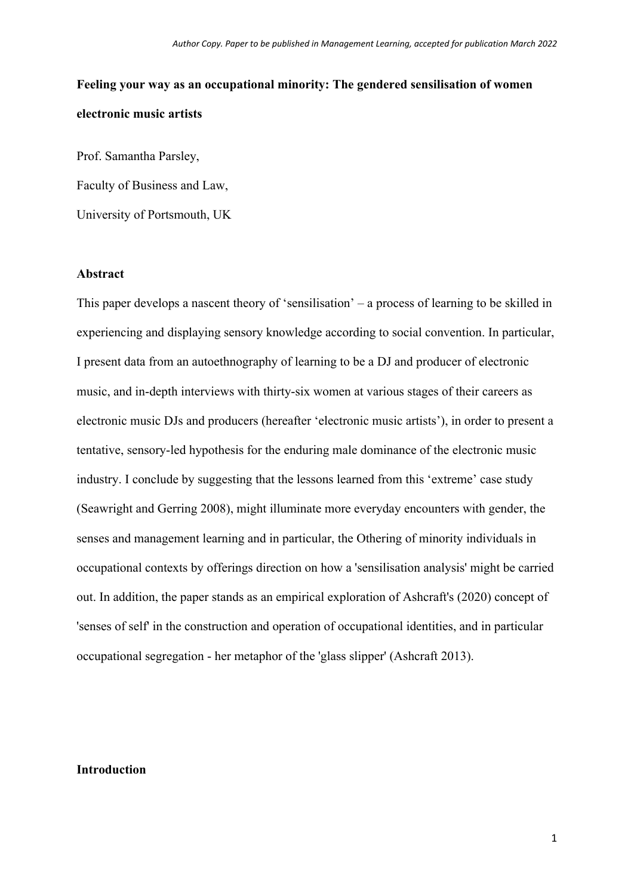# Feeling your way as an occupational minority: The gendered sensilisation of women electronic music artists

Prof. Samantha Parsley,

Faculty of Business and Law,

University of Portsmouth, UK

## Abstract

This paper develops a nascent theory of 'sensilisation' – a process of learning to be skilled in experiencing and displaying sensory knowledge according to social convention. In particular, I present data from an autoethnography of learning to be a DJ and producer of electronic music, and in-depth interviews with thirty-six women at various stages of their careers as electronic music DJs and producers (hereafter 'electronic music artists'), in order to present a tentative, sensory-led hypothesis for the enduring male dominance of the electronic music industry. I conclude by suggesting that the lessons learned from this 'extreme' case study (Seawright and Gerring 2008), might illuminate more everyday encounters with gender, the senses and management learning and in particular, the Othering of minority individuals in occupational contexts by offerings direction on how a 'sensilisation analysis' might be carried out. In addition, the paper stands as an empirical exploration of Ashcraft's (2020) concept of 'senses of self' in the construction and operation of occupational identities, and in particular occupational segregation - her metaphor of the 'glass slipper' (Ashcraft 2013).

## Introduction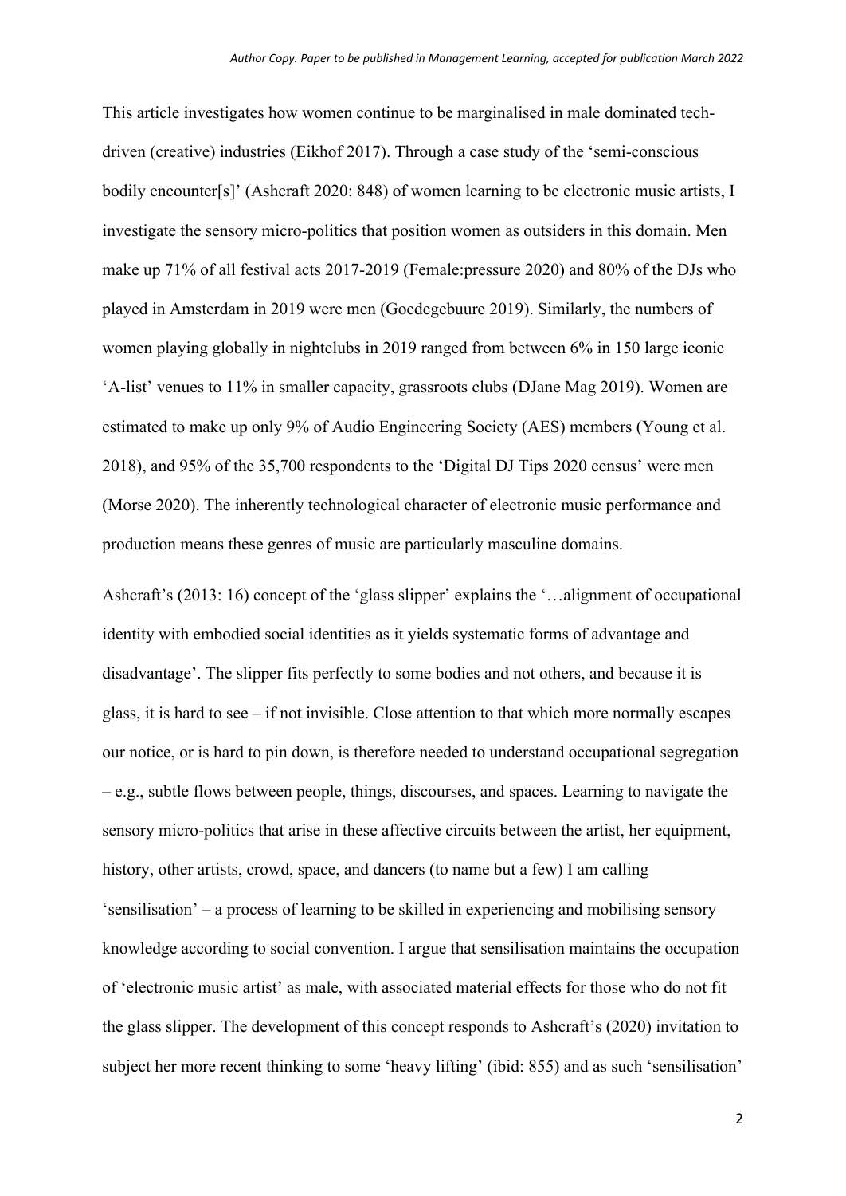This article investigates how women continue to be marginalised in male dominated tech-driven (creative) industries (Eikhof 2017). Through a case study of the 'semi-conscious bodily encounter[s]' (Ashcraft 2020: 848) of women learning to be electronic music artists, I investigate the sensory micro-politics that position women as outsiders in this domain. Men make up 71% of all festival acts 2017-2019 (Female:pressure 2020) and 80% of the DJs who played in Amsterdam in 2019 were men (Goedegebuure 2019). Similarly, the numbers of women playing globally in nightclubs in 2019 ranged from between 6% in 150 large iconic 'A-list' venues to 11% in smaller capacity, grassroots clubs (DJane Mag 2019). Women are estimated to make up only 9% of Audio Engineering Society (AES) members (Young et al. 2018), and 95% of the 35,700 respondents to the 'Digital DJ Tips 2020 census' were men (Morse 2020). The inherently technological character of electronic music performance and production means these genres of music are particularly masculine domains.

Ashcraft's (2013: 16) concept of the 'glass slipper' explains the '…alignment of occupational identity with embodied social identities as it yields systematic forms of advantage and disadvantage'. The slipper fits perfectly to some bodies and not others, and because it is glass, it is hard to see – if not invisible. Close attention to that which more normally escapes our notice, or is hard to pin down, is therefore needed to understand occupational segregation – e.g., subtle flows between people, things, discourses, and spaces. Learning to navigate the sensory micro-politics that arise in these affective circuits between the artist, her equipment, history, other artists, crowd, space, and dancers (to name but a few) I am calling 'sensilisation' – a process of learning to be skilled in experiencing and mobilising sensory knowledge according to social convention. I argue that sensilisation maintains the occupation of 'electronic music artist' as male, with associated material effects for those who do not fit the glass slipper. The development of this concept responds to Ashcraft's (2020) invitation to subject her more recent thinking to some 'heavy lifting' (ibid: 855) and as such 'sensilisation'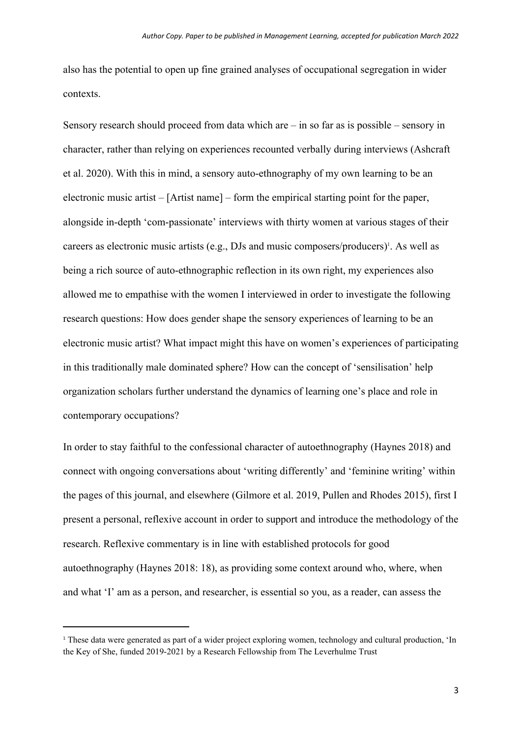also has the potential to open up fine grained analyses of occupational segregation in wider contexts.

Sensory research should proceed from data which are – in so far as is possible – sensory in character, rather than relying on experiences recounted verbally during interviews (Ashcraft et al. 2020). With this in mind, a sensory auto-ethnography of my own learning to be an electronic music artist – [Artist name] – form the empirical starting point for the paper, alongside in-depth 'com-passionate' interviews with thirty women at various stages of their careers as electronic music artists (e.g., DJs and music composers/producers)[1]. As well as being a rich source of auto-ethnographic reflection in its own right, my experiences also allowed me to empathise with the women I interviewed in order to investigate the following research questions: How does gender shape the sensory experiences of learning to be an electronic music artist? What impact might this have on women's experiences of participating in this traditionally male dominated sphere? How can the concept of 'sensilisation' help organization scholars further understand the dynamics of learning one's place and role in contemporary occupations?

In order to stay faithful to the confessional character of autoethnography (Haynes 2018) and connect with ongoing conversations about 'writing differently' and 'feminine writing' within the pages of this journal, and elsewhere (Gilmore et al. 2019, Pullen and Rhodes 2015), first I present a personal, reflexive account in order to support and introduce the methodology of the research. Reflexive commentary is in line with established protocols for good autoethnography (Haynes 2018: 18), as providing some context around who, where, when and what 'I' am as a person, and researcher, is essential so you, as a reader, can assess the

[1] These data were generated as part of a wider project exploring women, technology and cultural production, 'In the Key of She, funded 2019-2021 by a Research Fellowship from The Leverhulme Trust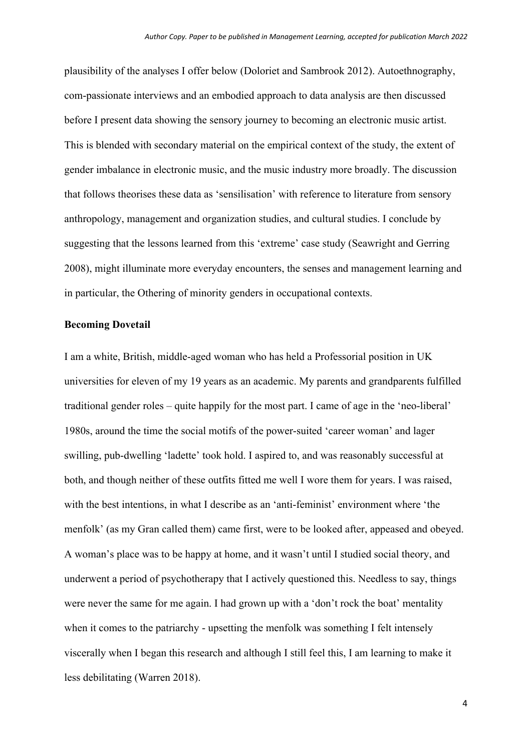plausibility of the analyses I offer below (Doloriet and Sambrook 2012). Autoethnography, com-passionate interviews and an embodied approach to data analysis are then discussed before I present data showing the sensory journey to becoming an electronic music artist. This is blended with secondary material on the empirical context of the study, the extent of gender imbalance in electronic music, and the music industry more broadly. The discussion that follows theorises these data as 'sensilisation' with reference to literature from sensory anthropology, management and organization studies, and cultural studies. I conclude by suggesting that the lessons learned from this 'extreme' case study (Seawright and Gerring 2008), might illuminate more everyday encounters, the senses and management learning and in particular, the Othering of minority genders in occupational contexts.

**Becoming Dovetail**

I am a white, British, middle-aged woman who has held a Professorial position in UK universities for eleven of my 19 years as an academic. My parents and grandparents fulfilled traditional gender roles – quite happily for the most part. I came of age in the 'neo-liberal' 1980s, around the time the social motifs of the power-suited 'career woman' and lager swilling, pub-dwelling 'ladette' took hold. I aspired to, and was reasonably successful at both, and though neither of these outfits fitted me well I wore them for years. I was raised, with the best intentions, in what I describe as an 'anti-feminist' environment where 'the menfolk' (as my Gran called them) came first, were to be looked after, appeased and obeyed. A woman's place was to be happy at home, and it wasn't until I studied social theory, and underwent a period of psychotherapy that I actively questioned this. Needless to say, things were never the same for me again. I had grown up with a 'don't rock the boat' mentality when it comes to the patriarchy - upsetting the menfolk was something I felt intensely viscerally when I began this research and although I still feel this, I am learning to make it less debilitating (Warren 2018).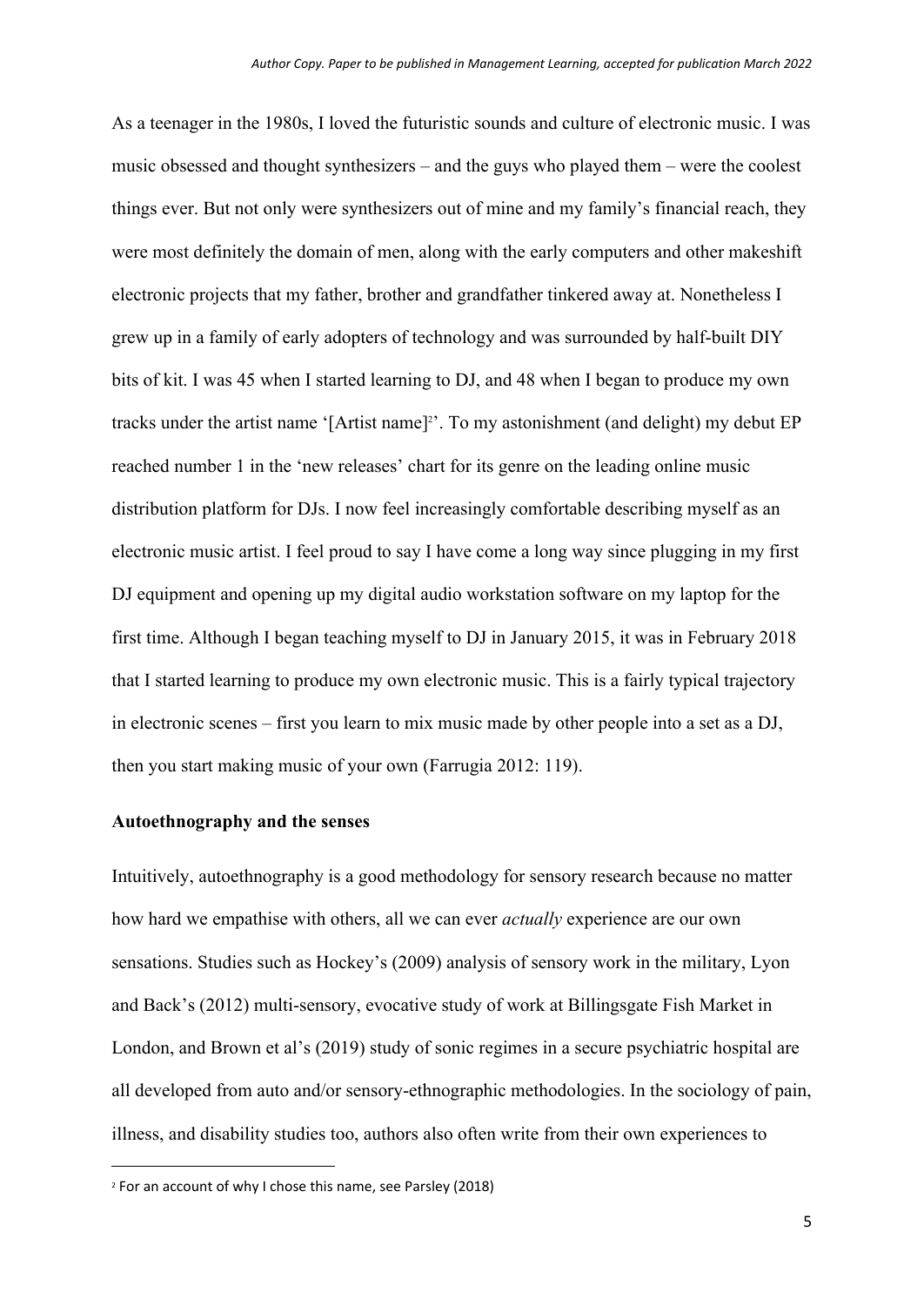As a teenager in the 1980s, I loved the futuristic sounds and culture of electronic music. I was music obsessed and thought synthesizers – and the guys who played them – were the coolest things ever. But not only were synthesizers out of mine and my family's financial reach, they were most definitely the domain of men, along with the early computers and other makeshift electronic projects that my father, brother and grandfather tinkered away at. Nonetheless I grew up in a family of early adopters of technology and was surrounded by half-built DIY bits of kit. I was 45 when I started learning to DJ, and 48 when I began to produce my own tracks under the artist name '[Artist name][2]'. To my astonishment (and delight) my debut EP reached number 1 in the 'new releases' chart for its genre on the leading online music distribution platform for DJs. I now feel increasingly comfortable describing myself as an electronic music artist. I feel proud to say I have come a long way since plugging in my first DJ equipment and opening up my digital audio workstation software on my laptop for the first time. Although I began teaching myself to DJ in January 2015, it was in February 2018 that I started learning to produce my own electronic music. This is a fairly typical trajectory in electronic scenes – first you learn to mix music made by other people into a set as a DJ, then you start making music of your own (Farrugia 2012: 119).

## Autoethnography and the senses

Intuitively, autoethnography is a good methodology for sensory research because no matter how hard we empathise with others, all we can ever *actually* experience are our own sensations. Studies such as Hockey's (2009) analysis of sensory work in the military, Lyon and Back's (2012) multi-sensory, evocative study of work at Billingsgate Fish Market in London, and Brown et al's (2019) study of sonic regimes in a secure psychiatric hospital are all developed from auto and/or sensory-ethnographic methodologies. In the sociology of pain, illness, and disability studies too, authors also often write from their own experiences to

[2] For an account of why I chose this name, see Parsley (2018)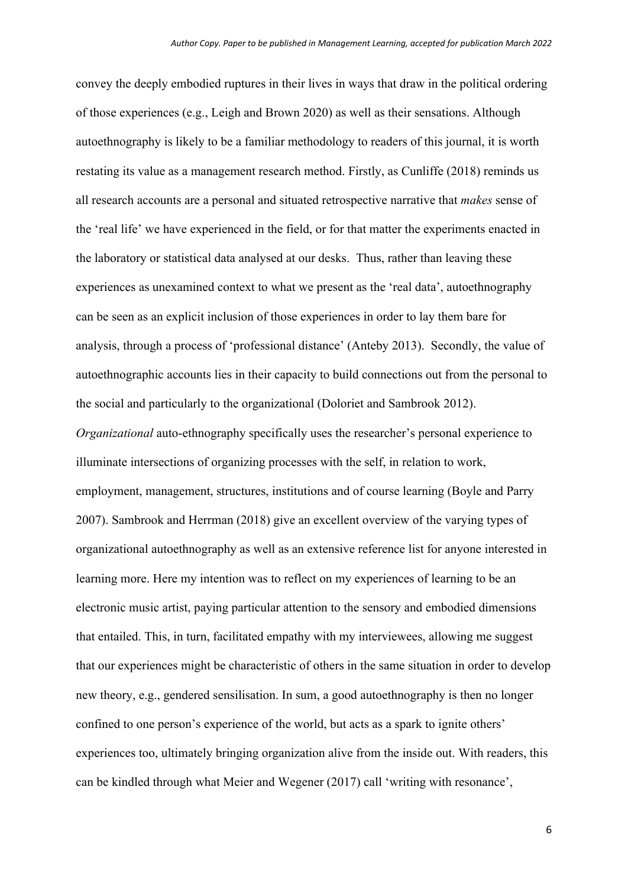convey the deeply embodied ruptures in their lives in ways that draw in the political ordering of those experiences (e.g., Leigh and Brown 2020) as well as their sensations. Although autoethnography is likely to be a familiar methodology to readers of this journal, it is worth restating its value as a management research method. Firstly, as Cunliffe (2018) reminds us all research accounts are a personal and situated retrospective narrative that *makes* sense of the 'real life' we have experienced in the field, or for that matter the experiments enacted in the laboratory or statistical data analysed at our desks. Thus, rather than leaving these experiences as unexamined context to what we present as the 'real data', autoethnography can be seen as an explicit inclusion of those experiences in order to lay them bare for analysis, through a process of 'professional distance' (Anteby 2013). Secondly, the value of autoethnographic accounts lies in their capacity to build connections out from the personal to the social and particularly to the organizational (Doloriet and Sambrook 2012). *Organizational* auto-ethnography specifically uses the researcher's personal experience to illuminate intersections of organizing processes with the self, in relation to work, employment, management, structures, institutions and of course learning (Boyle and Parry 2007). Sambrook and Herrman (2018) give an excellent overview of the varying types of organizational autoethnography as well as an extensive reference list for anyone interested in learning more. Here my intention was to reflect on my experiences of learning to be an electronic music artist, paying particular attention to the sensory and embodied dimensions that entailed. This, in turn, facilitated empathy with my interviewees, allowing me suggest that our experiences might be characteristic of others in the same situation in order to develop new theory, e.g., gendered sensilisation. In sum, a good autoethnography is then no longer confined to one person's experience of the world, but acts as a spark to ignite others' experiences too, ultimately bringing organization alive from the inside out. With readers, this can be kindled through what Meier and Wegener (2017) call 'writing with resonance',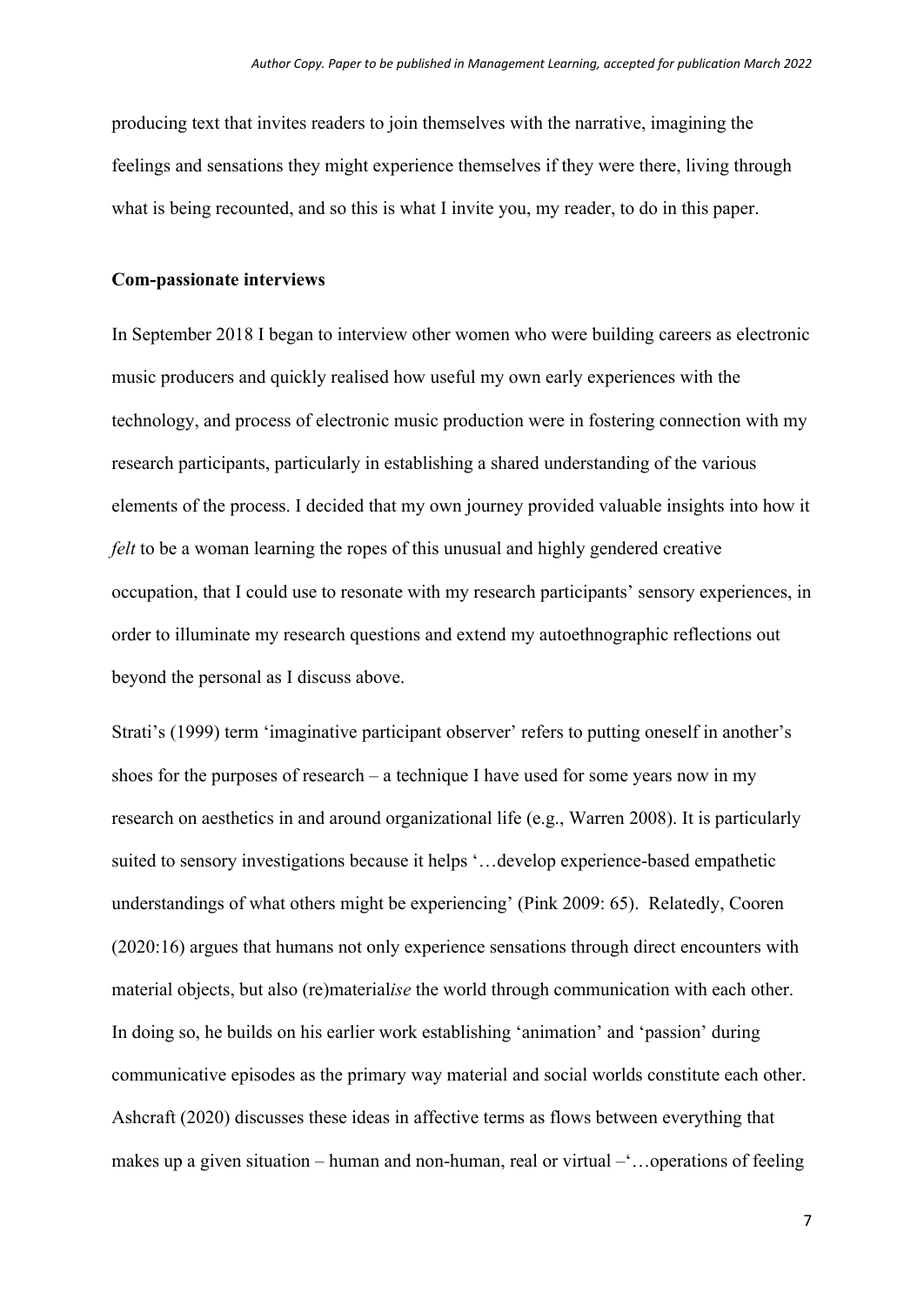producing text that invites readers to join themselves with the narrative, imagining the feelings and sensations they might experience themselves if they were there, living through what is being recounted, and so this is what I invite you, my reader, to do in this paper.

**Com-passionate interviews**

In September 2018 I began to interview other women who were building careers as electronic music producers and quickly realised how useful my own early experiences with the technology, and process of electronic music production were in fostering connection with my research participants, particularly in establishing a shared understanding of the various elements of the process. I decided that my own journey provided valuable insights into how it *felt* to be a woman learning the ropes of this unusual and highly gendered creative occupation, that I could use to resonate with my research participants' sensory experiences, in order to illuminate my research questions and extend my autoethnographic reflections out beyond the personal as I discuss above.

Strati's (1999) term 'imaginative participant observer' refers to putting oneself in another's shoes for the purposes of research – a technique I have used for some years now in my research on aesthetics in and around organizational life (e.g., Warren 2008). It is particularly suited to sensory investigations because it helps '…develop experience-based empathetic understandings of what others might be experiencing' (Pink 2009: 65). Relatedly, Cooren (2020:16) argues that humans not only experience sensations through direct encounters with material objects, but also (re)material*ise* the world through communication with each other. In doing so, he builds on his earlier work establishing 'animation' and 'passion' during communicative episodes as the primary way material and social worlds constitute each other. Ashcraft (2020) discusses these ideas in affective terms as flows between everything that makes up a given situation – human and non-human, real or virtual –'…operations of feeling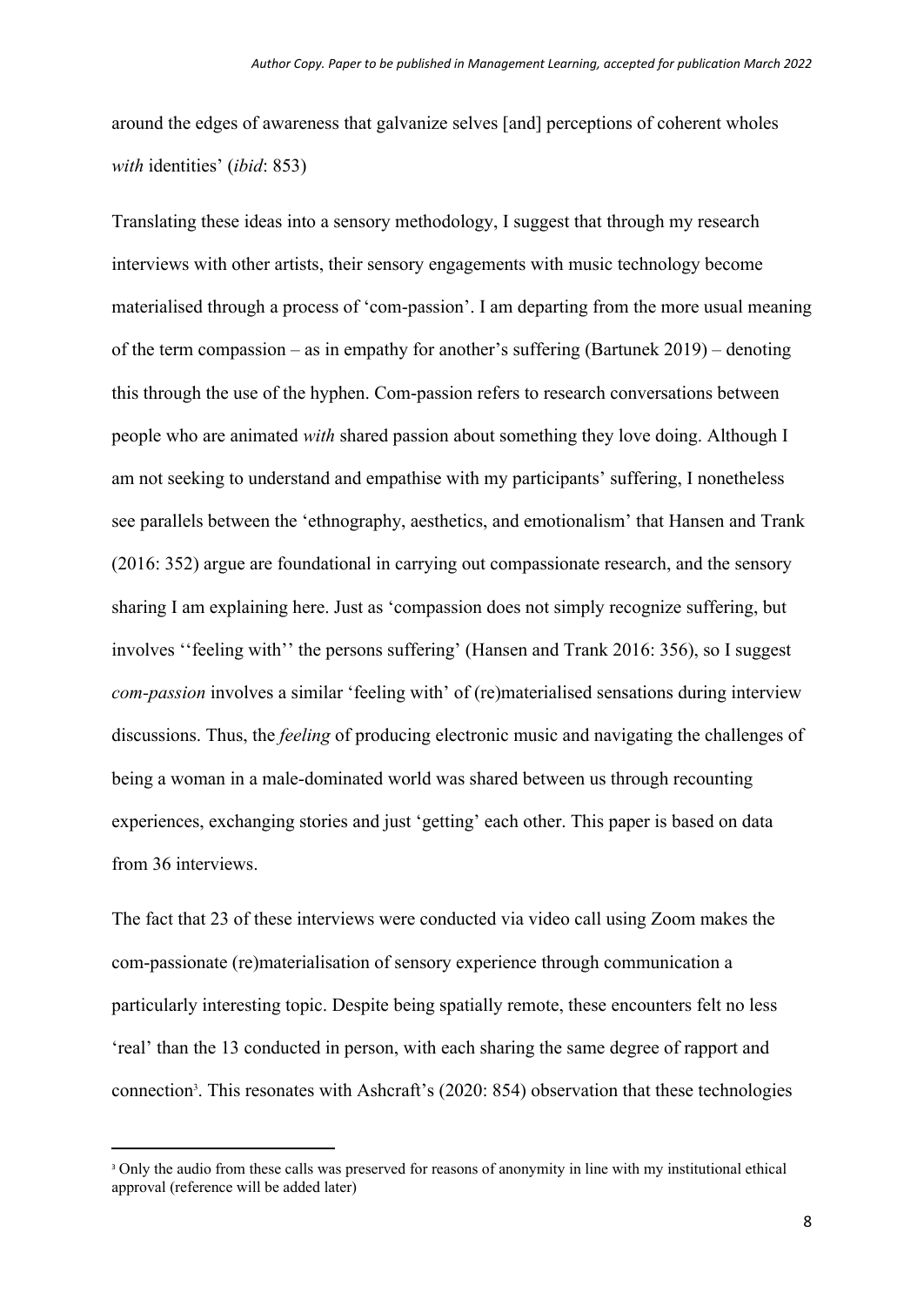around the edges of awareness that galvanize selves [and] perceptions of coherent wholes *with* identities' (*ibid*: 853)

Translating these ideas into a sensory methodology, I suggest that through my research interviews with other artists, their sensory engagements with music technology become materialised through a process of 'com-passion'. I am departing from the more usual meaning of the term compassion – as in empathy for another's suffering (Bartunek 2019) – denoting this through the use of the hyphen. Com-passion refers to research conversations between people who are animated *with* shared passion about something they love doing. Although I am not seeking to understand and empathise with my participants' suffering, I nonetheless see parallels between the 'ethnography, aesthetics, and emotionalism' that Hansen and Trank (2016: 352) argue are foundational in carrying out compassionate research, and the sensory sharing I am explaining here. Just as 'compassion does not simply recognize suffering, but involves ''feeling with'' the persons suffering' (Hansen and Trank 2016: 356), so I suggest *com-passion* involves a similar 'feeling with' of (re)materialised sensations during interview discussions. Thus, the *feeling* of producing electronic music and navigating the challenges of being a woman in a male-dominated world was shared between us through recounting experiences, exchanging stories and just 'getting' each other. This paper is based on data from 36 interviews.

The fact that 23 of these interviews were conducted via video call using Zoom makes the com-passionate (re)materialisation of sensory experience through communication a particularly interesting topic. Despite being spatially remote, these encounters felt no less 'real' than the 13 conducted in person, with each sharing the same degree of rapport and connection[3]. This resonates with Ashcraft's (2020: 854) observation that these technologies

---

[3] Only the audio from these calls was preserved for reasons of anonymity in line with my institutional ethical approval (reference will be added later)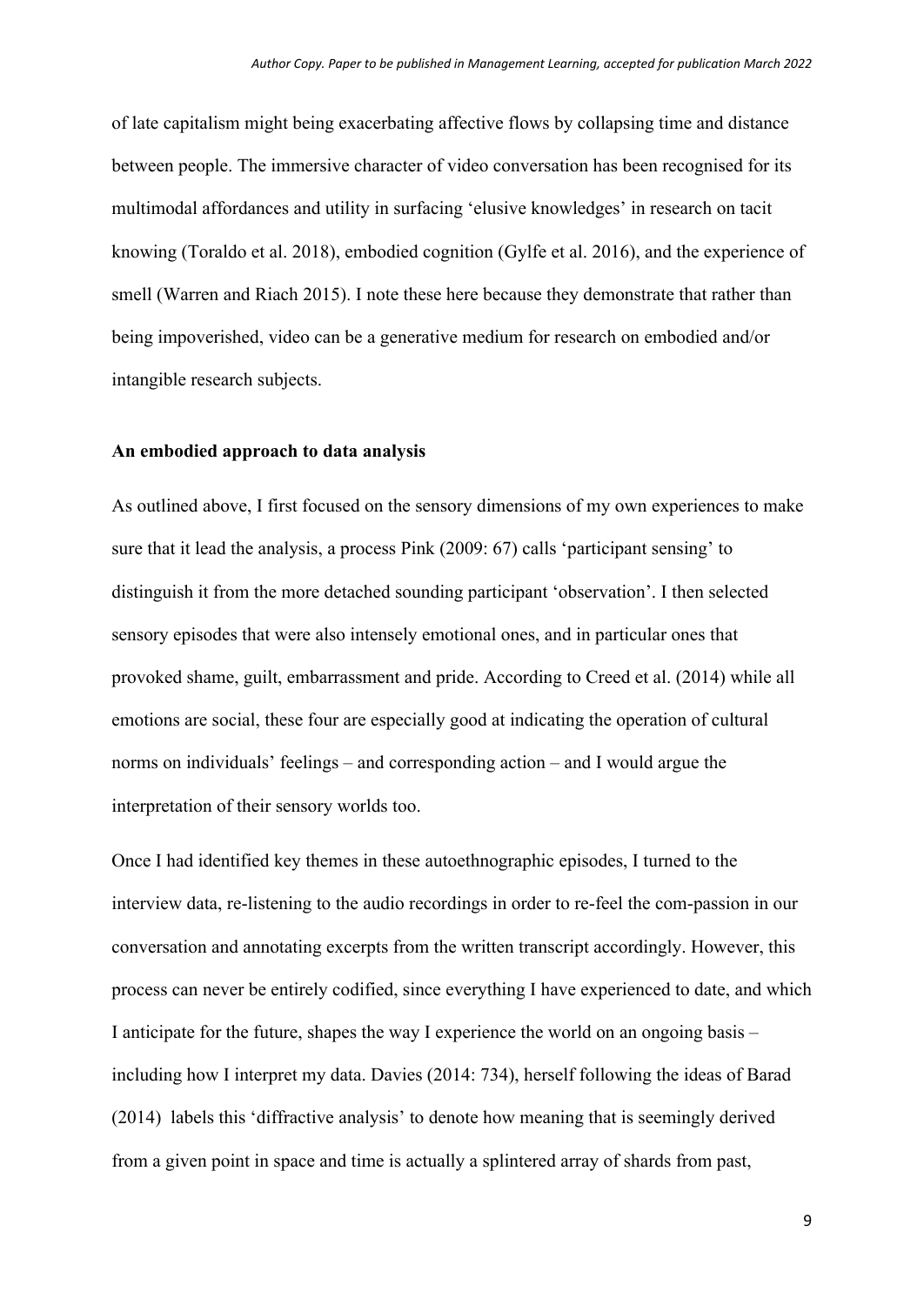of late capitalism might being exacerbating affective flows by collapsing time and distance between people. The immersive character of video conversation has been recognised for its multimodal affordances and utility in surfacing 'elusive knowledges' in research on tacit knowing (Toraldo et al. 2018), embodied cognition (Gylfe et al. 2016), and the experience of smell (Warren and Riach 2015). I note these here because they demonstrate that rather than being impoverished, video can be a generative medium for research on embodied and/or intangible research subjects.

**An embodied approach to data analysis**

As outlined above, I first focused on the sensory dimensions of my own experiences to make sure that it lead the analysis, a process Pink (2009: 67) calls 'participant sensing' to distinguish it from the more detached sounding participant 'observation'. I then selected sensory episodes that were also intensely emotional ones, and in particular ones that provoked shame, guilt, embarrassment and pride. According to Creed et al. (2014) while all emotions are social, these four are especially good at indicating the operation of cultural norms on individuals' feelings – and corresponding action – and I would argue the interpretation of their sensory worlds too.

Once I had identified key themes in these autoethnographic episodes, I turned to the interview data, re-listening to the audio recordings in order to re-feel the com-passion in our conversation and annotating excerpts from the written transcript accordingly. However, this process can never be entirely codified, since everything I have experienced to date, and which I anticipate for the future, shapes the way I experience the world on an ongoing basis – including how I interpret my data. Davies (2014: 734), herself following the ideas of Barad (2014) labels this 'diffractive analysis' to denote how meaning that is seemingly derived from a given point in space and time is actually a splintered array of shards from past,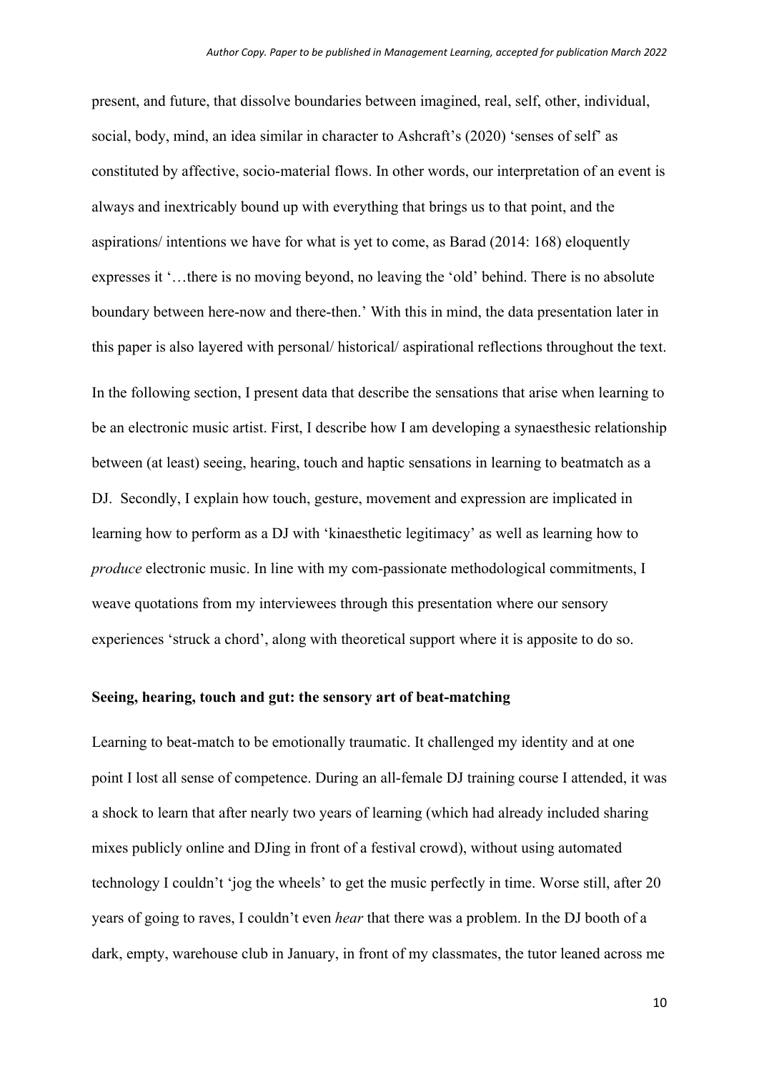present, and future, that dissolve boundaries between imagined, real, self, other, individual, social, body, mind, an idea similar in character to Ashcraft's (2020) 'senses of self' as constituted by affective, socio-material flows. In other words, our interpretation of an event is always and inextricably bound up with everything that brings us to that point, and the aspirations/ intentions we have for what is yet to come, as Barad (2014: 168) eloquently expresses it '…there is no moving beyond, no leaving the 'old' behind. There is no absolute boundary between here-now and there-then.' With this in mind, the data presentation later in this paper is also layered with personal/ historical/ aspirational reflections throughout the text.

In the following section, I present data that describe the sensations that arise when learning to be an electronic music artist. First, I describe how I am developing a synaesthesic relationship between (at least) seeing, hearing, touch and haptic sensations in learning to beatmatch as a DJ. Secondly, I explain how touch, gesture, movement and expression are implicated in learning how to perform as a DJ with 'kinaesthetic legitimacy' as well as learning how to *produce* electronic music. In line with my com-passionate methodological commitments, I weave quotations from my interviewees through this presentation where our sensory experiences 'struck a chord', along with theoretical support where it is apposite to do so.

**Seeing, hearing, touch and gut: the sensory art of beat-matching**

Learning to beat-match to be emotionally traumatic. It challenged my identity and at one point I lost all sense of competence. During an all-female DJ training course I attended, it was a shock to learn that after nearly two years of learning (which had already included sharing mixes publicly online and DJing in front of a festival crowd), without using automated technology I couldn't 'jog the wheels' to get the music perfectly in time. Worse still, after 20 years of going to raves, I couldn't even *hear* that there was a problem. In the DJ booth of a dark, empty, warehouse club in January, in front of my classmates, the tutor leaned across me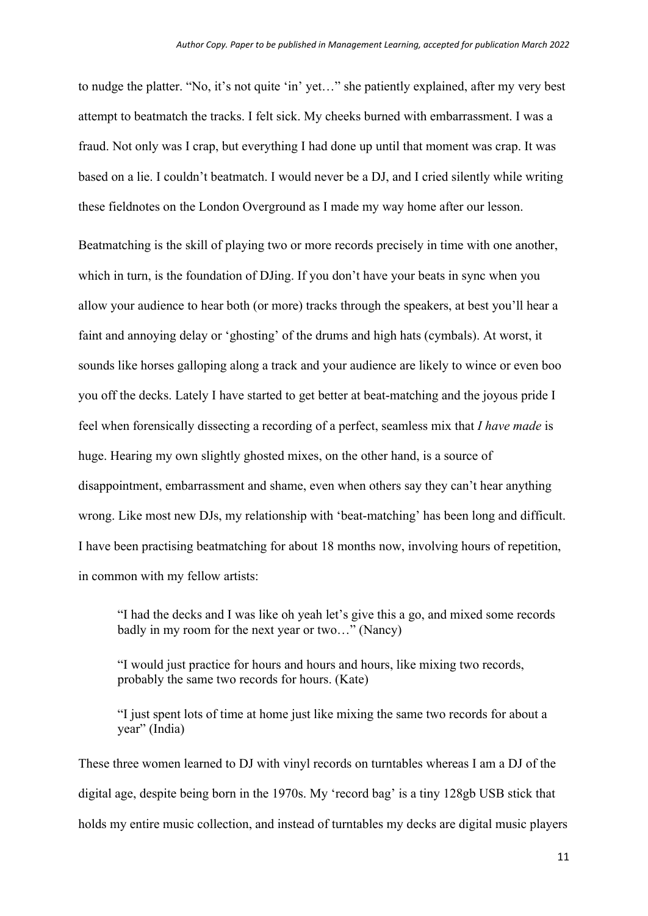to nudge the platter. “No, it’s not quite ‘in’ yet…” she patiently explained, after my very best attempt to beatmatch the tracks. I felt sick. My cheeks burned with embarrassment. I was a fraud. Not only was I crap, but everything I had done up until that moment was crap. It was based on a lie. I couldn’t beatmatch. I would never be a DJ, and I cried silently while writing these fieldnotes on the London Overground as I made my way home after our lesson.

Beatmatching is the skill of playing two or more records precisely in time with one another, which in turn, is the foundation of DJing. If you don’t have your beats in sync when you allow your audience to hear both (or more) tracks through the speakers, at best you’ll hear a faint and annoying delay or ‘ghosting’ of the drums and high hats (cymbals). At worst, it sounds like horses galloping along a track and your audience are likely to wince or even boo you off the decks. Lately I have started to get better at beat-matching and the joyous pride I feel when forensically dissecting a recording of a perfect, seamless mix that *I have made* is huge. Hearing my own slightly ghosted mixes, on the other hand, is a source of disappointment, embarrassment and shame, even when others say they can’t hear anything wrong. Like most new DJs, my relationship with ‘beat-matching’ has been long and difficult. I have been practising beatmatching for about 18 months now, involving hours of repetition, in common with my fellow artists:

> “I had the decks and I was like oh yeah let’s give this a go, and mixed some records badly in my room for the next year or two…” (Nancy)
>
> “I would just practice for hours and hours and hours, like mixing two records, probably the same two records for hours. (Kate)
>
> “I just spent lots of time at home just like mixing the same two records for about a year” (India)

These three women learned to DJ with vinyl records on turntables whereas I am a DJ of the digital age, despite being born in the 1970s. My ‘record bag’ is a tiny 128gb USB stick that holds my entire music collection, and instead of turntables my decks are digital music players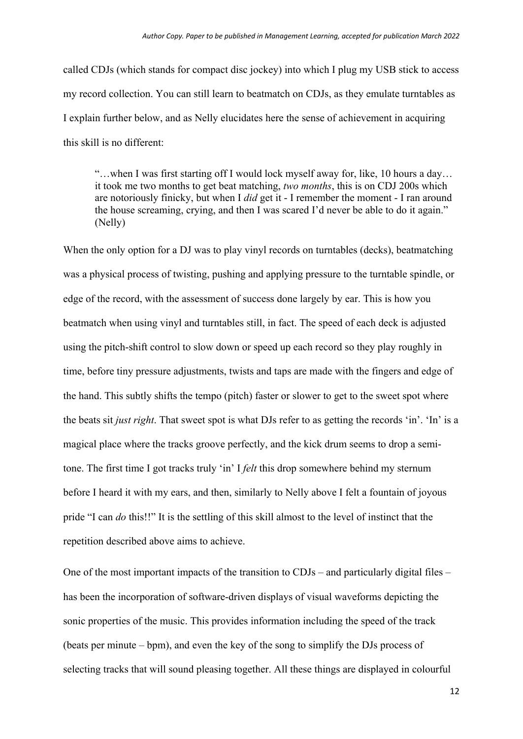called CDJs (which stands for compact disc jockey) into which I plug my USB stick to access my record collection. You can still learn to beatmatch on CDJs, as they emulate turntables as I explain further below, and as Nelly elucidates here the sense of achievement in acquiring this skill is no different:

> "…when I was first starting off I would lock myself away for, like, 10 hours a day… it took me two months to get beat matching, *two months*, this is on CDJ 200s which are notoriously finicky, but when I *did* get it - I remember the moment - I ran around the house screaming, crying, and then I was scared I'd never be able to do it again." (Nelly)

When the only option for a DJ was to play vinyl records on turntables (decks), beatmatching was a physical process of twisting, pushing and applying pressure to the turntable spindle, or edge of the record, with the assessment of success done largely by ear. This is how you beatmatch when using vinyl and turntables still, in fact. The speed of each deck is adjusted using the pitch-shift control to slow down or speed up each record so they play roughly in time, before tiny pressure adjustments, twists and taps are made with the fingers and edge of the hand. This subtly shifts the tempo (pitch) faster or slower to get to the sweet spot where the beats sit *just right*. That sweet spot is what DJs refer to as getting the records 'in'. 'In' is a magical place where the tracks groove perfectly, and the kick drum seems to drop a semi-tone. The first time I got tracks truly 'in' I *felt* this drop somewhere behind my sternum before I heard it with my ears, and then, similarly to Nelly above I felt a fountain of joyous pride "I can *do* this!!" It is the settling of this skill almost to the level of instinct that the repetition described above aims to achieve.

One of the most important impacts of the transition to CDJs – and particularly digital files – has been the incorporation of software-driven displays of visual waveforms depicting the sonic properties of the music. This provides information including the speed of the track (beats per minute – bpm), and even the key of the song to simplify the DJs process of selecting tracks that will sound pleasing together. All these things are displayed in colourful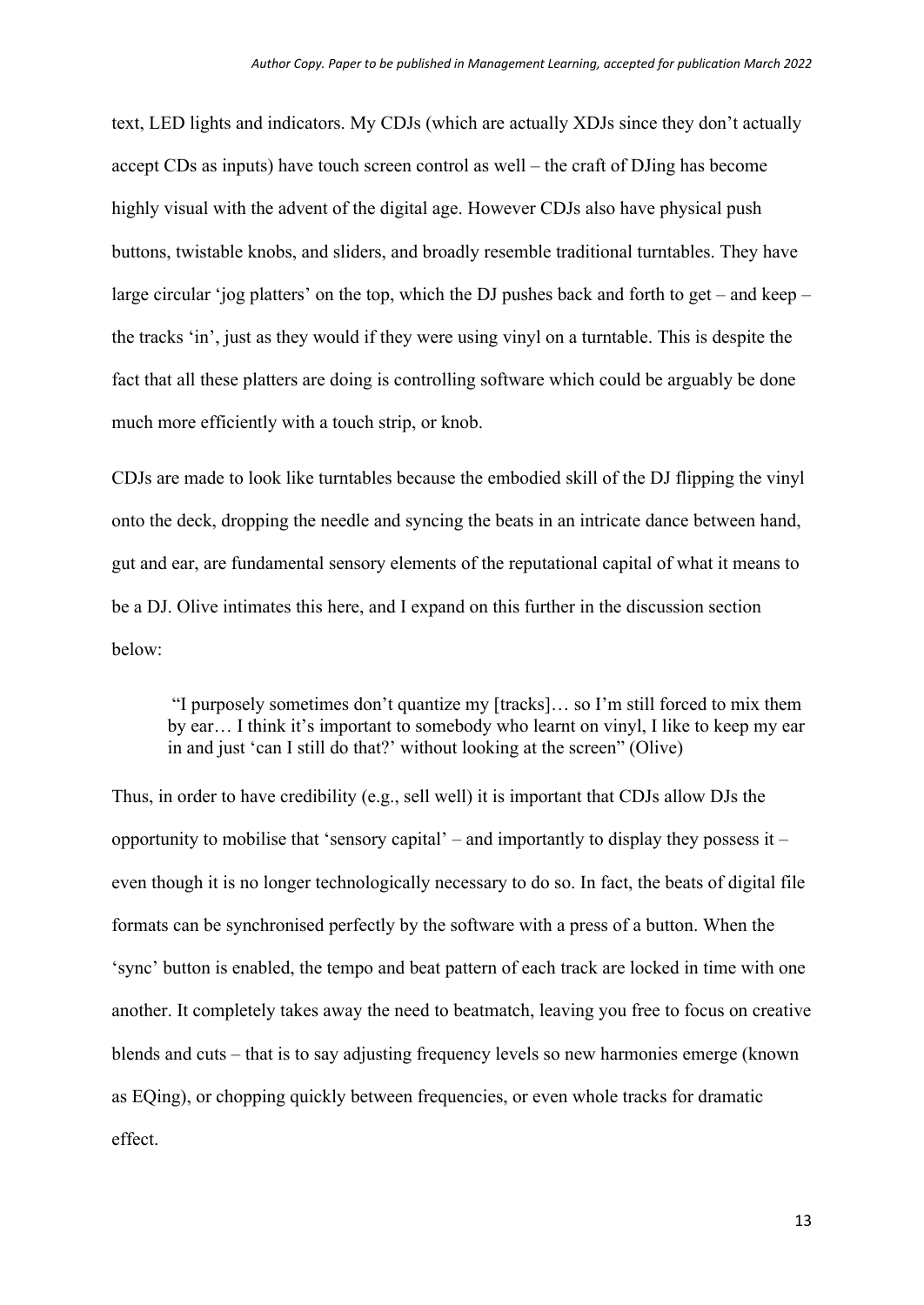text, LED lights and indicators. My CDJs (which are actually XDJs since they don't actually accept CDs as inputs) have touch screen control as well – the craft of DJing has become highly visual with the advent of the digital age. However CDJs also have physical push buttons, twistable knobs, and sliders, and broadly resemble traditional turntables. They have large circular 'jog platters' on the top, which the DJ pushes back and forth to get – and keep – the tracks 'in', just as they would if they were using vinyl on a turntable. This is despite the fact that all these platters are doing is controlling software which could be arguably be done much more efficiently with a touch strip, or knob.

CDJs are made to look like turntables because the embodied skill of the DJ flipping the vinyl onto the deck, dropping the needle and syncing the beats in an intricate dance between hand, gut and ear, are fundamental sensory elements of the reputational capital of what it means to be a DJ. Olive intimates this here, and I expand on this further in the discussion section below:

> "I purposely sometimes don't quantize my [tracks]… so I'm still forced to mix them by ear… I think it's important to somebody who learnt on vinyl, I like to keep my ear in and just 'can I still do that?' without looking at the screen" (Olive)

Thus, in order to have credibility (e.g., sell well) it is important that CDJs allow DJs the opportunity to mobilise that 'sensory capital' – and importantly to display they possess it – even though it is no longer technologically necessary to do so. In fact, the beats of digital file formats can be synchronised perfectly by the software with a press of a button. When the 'sync' button is enabled, the tempo and beat pattern of each track are locked in time with one another. It completely takes away the need to beatmatch, leaving you free to focus on creative blends and cuts – that is to say adjusting frequency levels so new harmonies emerge (known as EQing), or chopping quickly between frequencies, or even whole tracks for dramatic effect.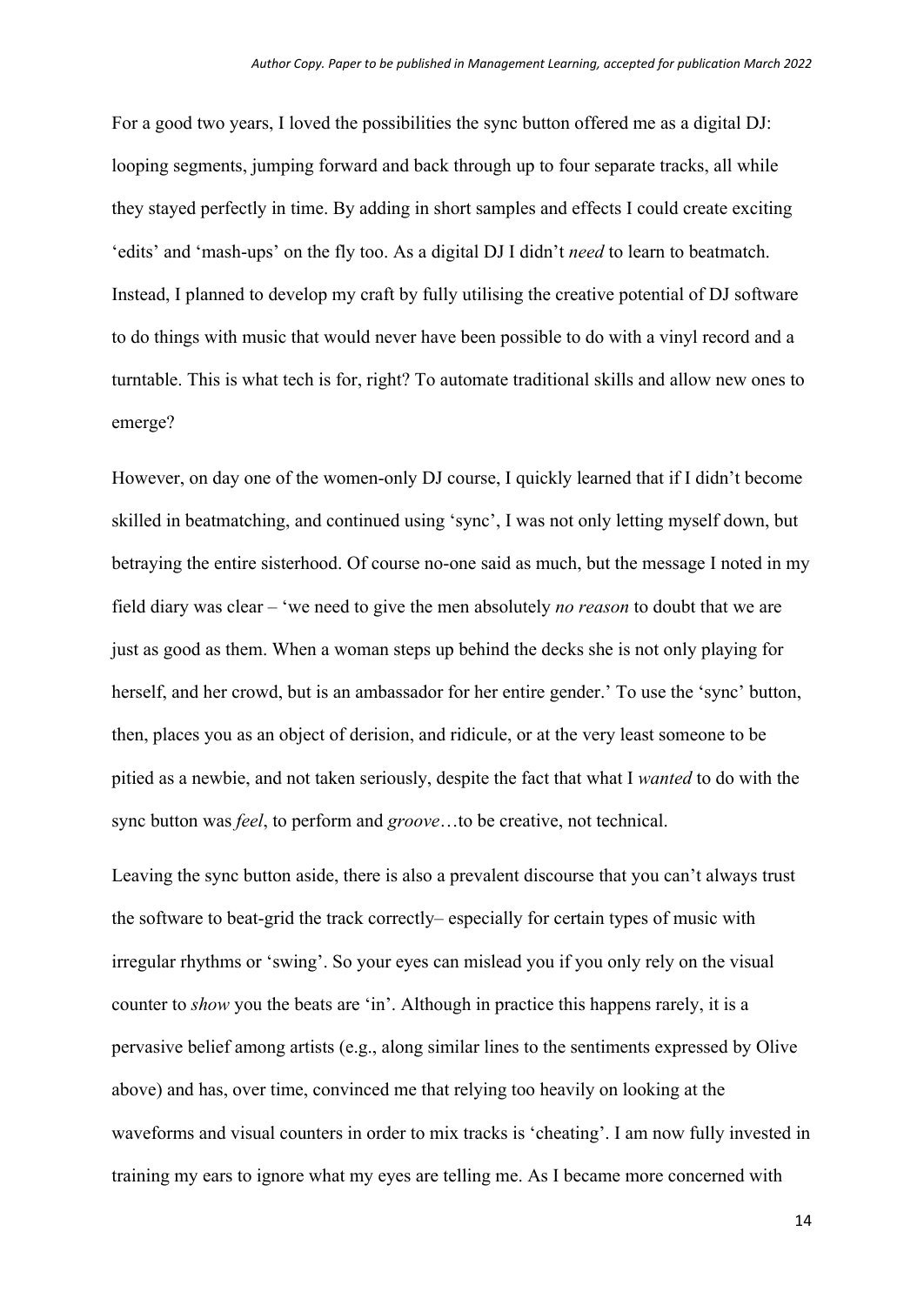For a good two years, I loved the possibilities the sync button offered me as a digital DJ: looping segments, jumping forward and back through up to four separate tracks, all while they stayed perfectly in time. By adding in short samples and effects I could create exciting 'edits' and 'mash-ups' on the fly too. As a digital DJ I didn't *need* to learn to beatmatch. Instead, I planned to develop my craft by fully utilising the creative potential of DJ software to do things with music that would never have been possible to do with a vinyl record and a turntable. This is what tech is for, right? To automate traditional skills and allow new ones to emerge?

However, on day one of the women-only DJ course, I quickly learned that if I didn't become skilled in beatmatching, and continued using 'sync', I was not only letting myself down, but betraying the entire sisterhood. Of course no-one said as much, but the message I noted in my field diary was clear – 'we need to give the men absolutely *no reason* to doubt that we are just as good as them. When a woman steps up behind the decks she is not only playing for herself, and her crowd, but is an ambassador for her entire gender.' To use the 'sync' button, then, places you as an object of derision, and ridicule, or at the very least someone to be pitied as a newbie, and not taken seriously, despite the fact that what I *wanted* to do with the sync button was *feel*, to perform and *groove*…to be creative, not technical.

Leaving the sync button aside, there is also a prevalent discourse that you can't always trust the software to beat-grid the track correctly– especially for certain types of music with irregular rhythms or 'swing'. So your eyes can mislead you if you only rely on the visual counter to *show* you the beats are 'in'. Although in practice this happens rarely, it is a pervasive belief among artists (e.g., along similar lines to the sentiments expressed by Olive above) and has, over time, convinced me that relying too heavily on looking at the waveforms and visual counters in order to mix tracks is 'cheating'. I am now fully invested in training my ears to ignore what my eyes are telling me. As I became more concerned with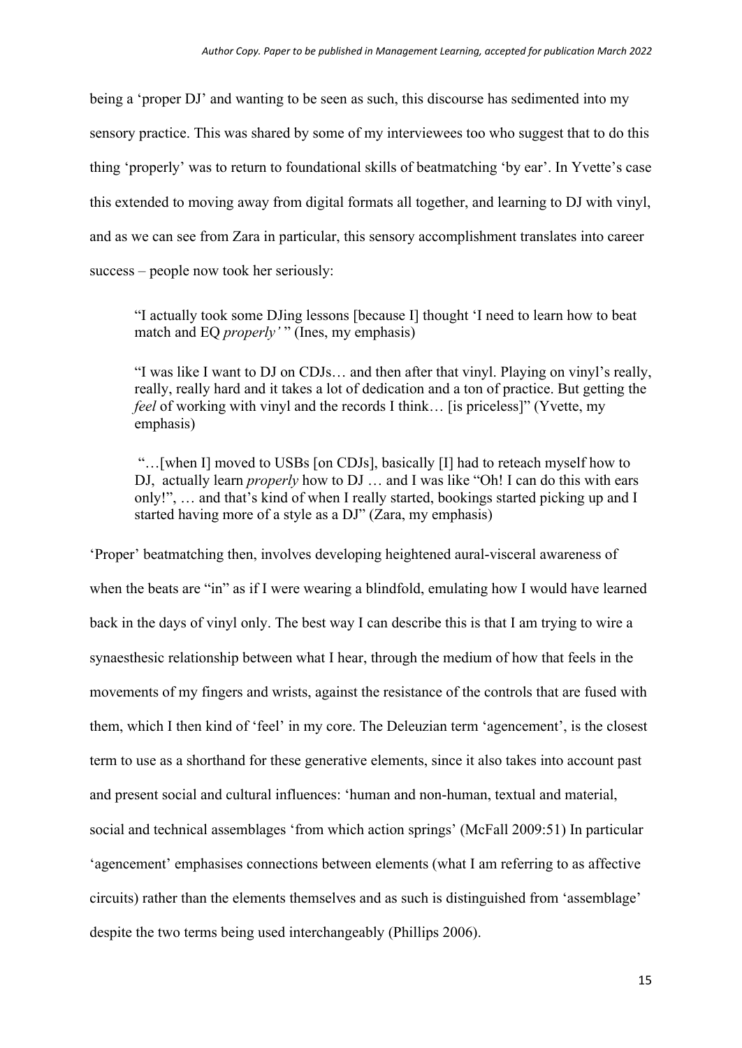being a 'proper DJ' and wanting to be seen as such, this discourse has sedimented into my sensory practice. This was shared by some of my interviewees too who suggest that to do this thing 'properly' was to return to foundational skills of beatmatching 'by ear'. In Yvette's case this extended to moving away from digital formats all together, and learning to DJ with vinyl, and as we can see from Zara in particular, this sensory accomplishment translates into career success – people now took her seriously:

> "I actually took some DJing lessons [because I] thought 'I need to learn how to beat match and EQ *properly'* " (Ines, my emphasis)

> "I was like I want to DJ on CDJs… and then after that vinyl. Playing on vinyl's really, really, really hard and it takes a lot of dedication and a ton of practice. But getting the *feel* of working with vinyl and the records I think… [is priceless]" (Yvette, my emphasis)

> "…[when I] moved to USBs [on CDJs], basically [I] had to reteach myself how to DJ, actually learn *properly* how to DJ … and I was like "Oh! I can do this with ears only!", … and that's kind of when I really started, bookings started picking up and I started having more of a style as a DJ" (Zara, my emphasis)

'Proper' beatmatching then, involves developing heightened aural-visceral awareness of when the beats are "in" as if I were wearing a blindfold, emulating how I would have learned back in the days of vinyl only. The best way I can describe this is that I am trying to wire a synaesthesic relationship between what I hear, through the medium of how that feels in the movements of my fingers and wrists, against the resistance of the controls that are fused with them, which I then kind of 'feel' in my core. The Deleuzian term 'agencement', is the closest term to use as a shorthand for these generative elements, since it also takes into account past and present social and cultural influences: 'human and non-human, textual and material, social and technical assemblages 'from which action springs' (McFall 2009:51) In particular 'agencement' emphasises connections between elements (what I am referring to as affective circuits) rather than the elements themselves and as such is distinguished from 'assemblage' despite the two terms being used interchangeably (Phillips 2006).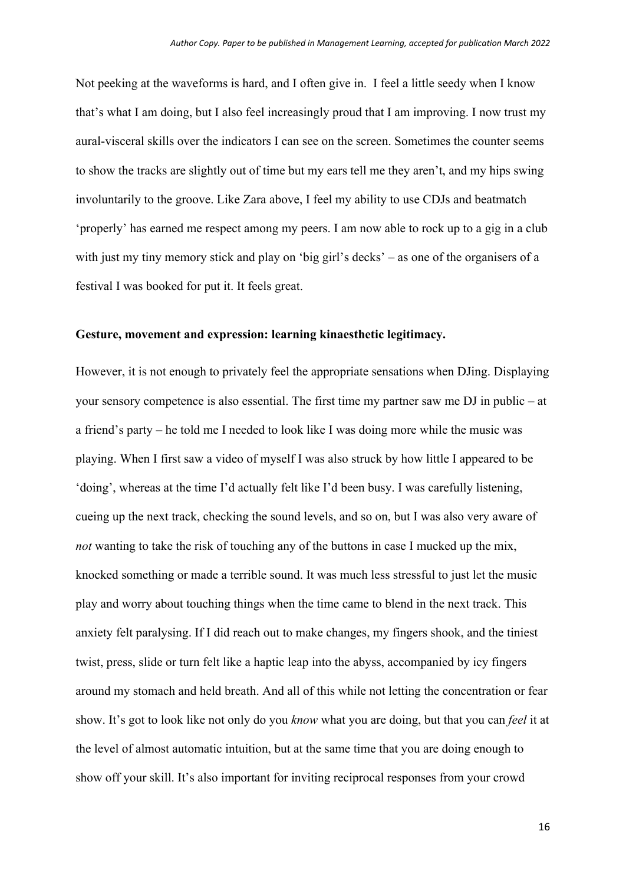Not peeking at the waveforms is hard, and I often give in. I feel a little seedy when I know that's what I am doing, but I also feel increasingly proud that I am improving. I now trust my aural-visceral skills over the indicators I can see on the screen. Sometimes the counter seems to show the tracks are slightly out of time but my ears tell me they aren't, and my hips swing involuntarily to the groove. Like Zara above, I feel my ability to use CDJs and beatmatch 'properly' has earned me respect among my peers. I am now able to rock up to a gig in a club with just my tiny memory stick and play on 'big girl's decks' – as one of the organisers of a festival I was booked for put it. It feels great.

**Gesture, movement and expression: learning kinaesthetic legitimacy.**

However, it is not enough to privately feel the appropriate sensations when DJing. Displaying your sensory competence is also essential. The first time my partner saw me DJ in public – at a friend's party – he told me I needed to look like I was doing more while the music was playing. When I first saw a video of myself I was also struck by how little I appeared to be 'doing', whereas at the time I'd actually felt like I'd been busy. I was carefully listening, cueing up the next track, checking the sound levels, and so on, but I was also very aware of *not* wanting to take the risk of touching any of the buttons in case I mucked up the mix, knocked something or made a terrible sound. It was much less stressful to just let the music play and worry about touching things when the time came to blend in the next track. This anxiety felt paralysing. If I did reach out to make changes, my fingers shook, and the tiniest twist, press, slide or turn felt like a haptic leap into the abyss, accompanied by icy fingers around my stomach and held breath. And all of this while not letting the concentration or fear show. It's got to look like not only do you *know* what you are doing, but that you can *feel* it at the level of almost automatic intuition, but at the same time that you are doing enough to show off your skill. It's also important for inviting reciprocal responses from your crowd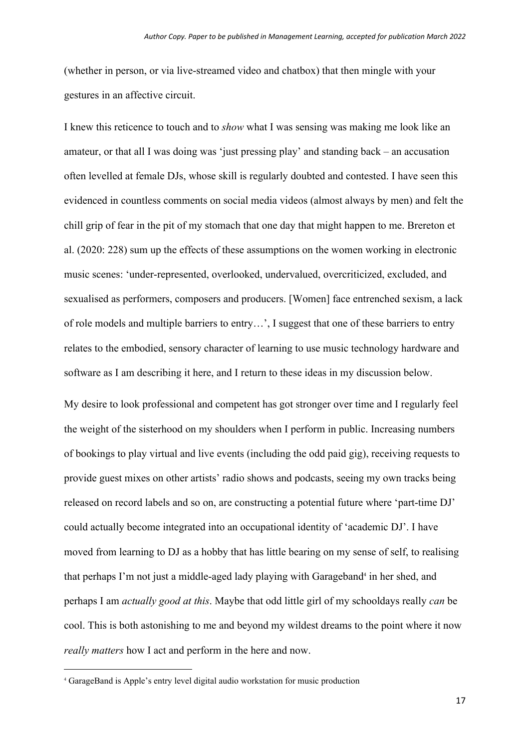(whether in person, or via live-streamed video and chatbox) that then mingle with your gestures in an affective circuit.

I knew this reticence to touch and to *show* what I was sensing was making me look like an amateur, or that all I was doing was 'just pressing play' and standing back – an accusation often levelled at female DJs, whose skill is regularly doubted and contested. I have seen this evidenced in countless comments on social media videos (almost always by men) and felt the chill grip of fear in the pit of my stomach that one day that might happen to me. Brereton et al. (2020: 228) sum up the effects of these assumptions on the women working in electronic music scenes: 'under-represented, overlooked, undervalued, overcriticized, excluded, and sexualised as performers, composers and producers. [Women] face entrenched sexism, a lack of role models and multiple barriers to entry…', I suggest that one of these barriers to entry relates to the embodied, sensory character of learning to use music technology hardware and software as I am describing it here, and I return to these ideas in my discussion below.

My desire to look professional and competent has got stronger over time and I regularly feel the weight of the sisterhood on my shoulders when I perform in public. Increasing numbers of bookings to play virtual and live events (including the odd paid gig), receiving requests to provide guest mixes on other artists' radio shows and podcasts, seeing my own tracks being released on record labels and so on, are constructing a potential future where 'part-time DJ' could actually become integrated into an occupational identity of 'academic DJ'. I have moved from learning to DJ as a hobby that has little bearing on my sense of self, to realising that perhaps I'm not just a middle-aged lady playing with Garageband[4] in her shed, and perhaps I am *actually good at this*. Maybe that odd little girl of my schooldays really *can* be cool. This is both astonishing to me and beyond my wildest dreams to the point where it now *really matters* how I act and perform in the here and now.

[4] GarageBand is Apple's entry level digital audio workstation for music production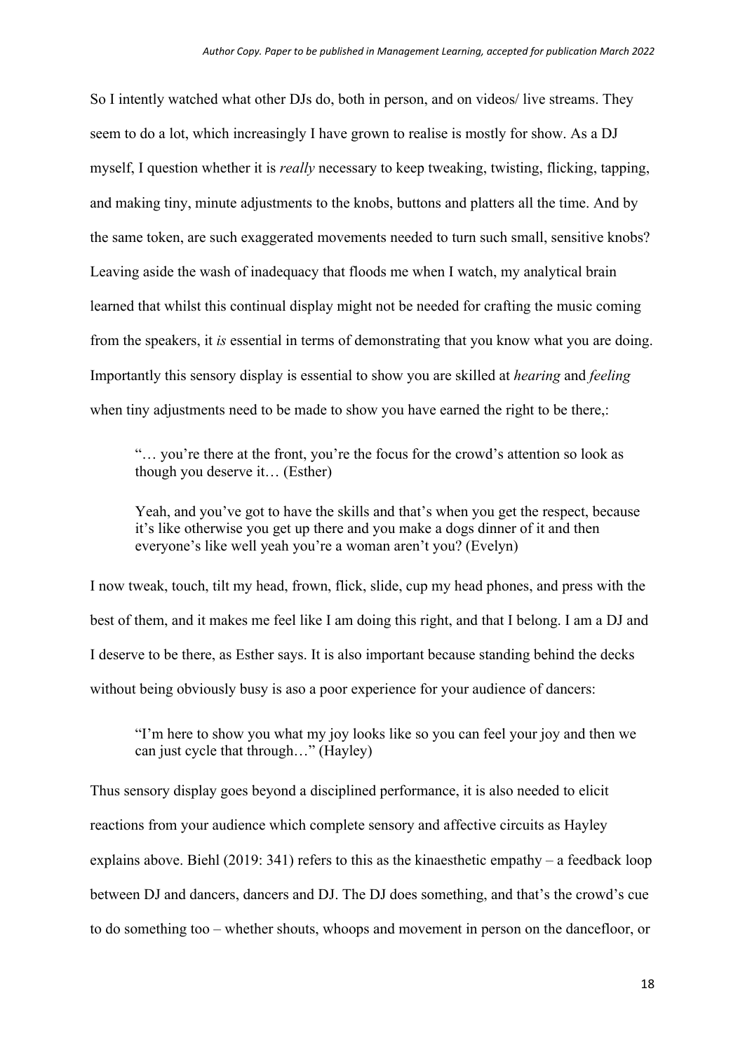So I intently watched what other DJs do, both in person, and on videos/ live streams. They seem to do a lot, which increasingly I have grown to realise is mostly for show. As a DJ myself, I question whether it is *really* necessary to keep tweaking, twisting, flicking, tapping, and making tiny, minute adjustments to the knobs, buttons and platters all the time. And by the same token, are such exaggerated movements needed to turn such small, sensitive knobs? Leaving aside the wash of inadequacy that floods me when I watch, my analytical brain learned that whilst this continual display might not be needed for crafting the music coming from the speakers, it *is* essential in terms of demonstrating that you know what you are doing. Importantly this sensory display is essential to show you are skilled at *hearing* and *feeling* when tiny adjustments need to be made to show you have earned the right to be there,:

> "… you're there at the front, you're the focus for the crowd's attention so look as though you deserve it… (Esther)
>
> Yeah, and you've got to have the skills and that's when you get the respect, because it's like otherwise you get up there and you make a dogs dinner of it and then everyone's like well yeah you're a woman aren't you? (Evelyn)

I now tweak, touch, tilt my head, frown, flick, slide, cup my head phones, and press with the best of them, and it makes me feel like I am doing this right, and that I belong. I am a DJ and I deserve to be there, as Esther says. It is also important because standing behind the decks without being obviously busy is aso a poor experience for your audience of dancers:

> "I'm here to show you what my joy looks like so you can feel your joy and then we can just cycle that through…" (Hayley)

Thus sensory display goes beyond a disciplined performance, it is also needed to elicit reactions from your audience which complete sensory and affective circuits as Hayley explains above. Biehl (2019: 341) refers to this as the kinaesthetic empathy – a feedback loop between DJ and dancers, dancers and DJ. The DJ does something, and that's the crowd's cue to do something too – whether shouts, whoops and movement in person on the dancefloor, or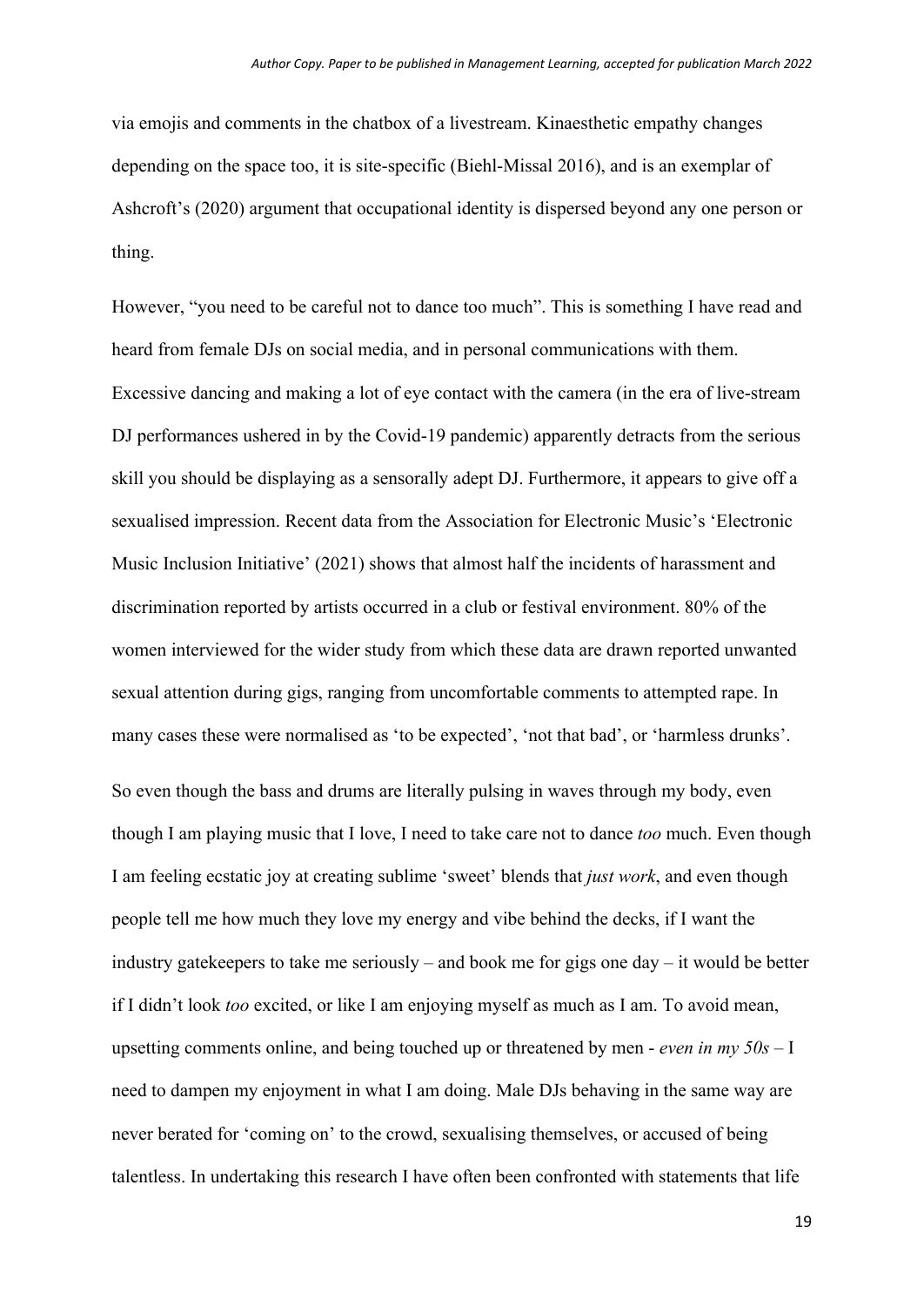via emojis and comments in the chatbox of a livestream. Kinaesthetic empathy changes depending on the space too, it is site-specific (Biehl-Missal 2016), and is an exemplar of Ashcroft's (2020) argument that occupational identity is dispersed beyond any one person or thing.

However, "you need to be careful not to dance too much". This is something I have read and heard from female DJs on social media, and in personal communications with them. Excessive dancing and making a lot of eye contact with the camera (in the era of live-stream DJ performances ushered in by the Covid-19 pandemic) apparently detracts from the serious skill you should be displaying as a sensorally adept DJ. Furthermore, it appears to give off a sexualised impression. Recent data from the Association for Electronic Music's 'Electronic Music Inclusion Initiative' (2021) shows that almost half the incidents of harassment and discrimination reported by artists occurred in a club or festival environment. 80% of the women interviewed for the wider study from which these data are drawn reported unwanted sexual attention during gigs, ranging from uncomfortable comments to attempted rape. In many cases these were normalised as 'to be expected', 'not that bad', or 'harmless drunks'.

So even though the bass and drums are literally pulsing in waves through my body, even though I am playing music that I love, I need to take care not to dance *too* much. Even though I am feeling ecstatic joy at creating sublime 'sweet' blends that *just work*, and even though people tell me how much they love my energy and vibe behind the decks, if I want the industry gatekeepers to take me seriously – and book me for gigs one day – it would be better if I didn't look *too* excited, or like I am enjoying myself as much as I am. To avoid mean, upsetting comments online, and being touched up or threatened by men - *even in my 50s* – I need to dampen my enjoyment in what I am doing. Male DJs behaving in the same way are never berated for 'coming on' to the crowd, sexualising themselves, or accused of being talentless. In undertaking this research I have often been confronted with statements that life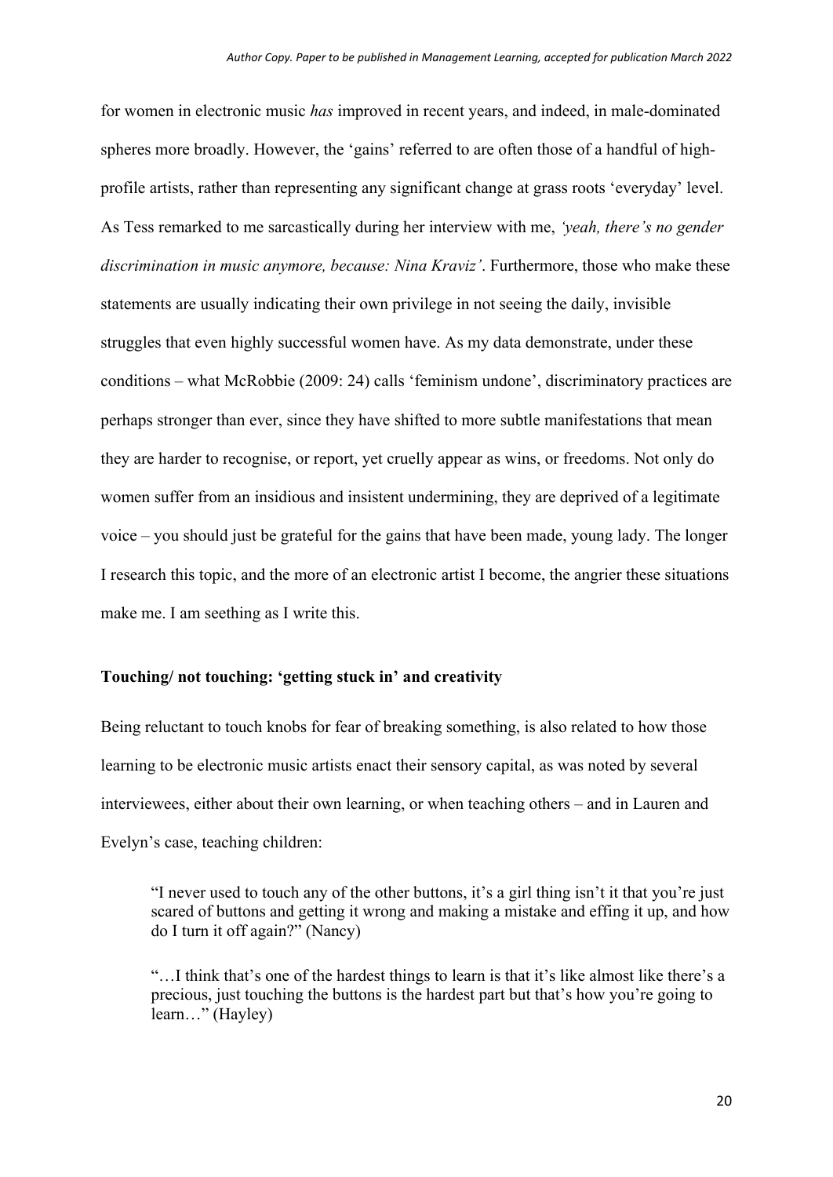for women in electronic music *has* improved in recent years, and indeed, in male-dominated spheres more broadly. However, the 'gains' referred to are often those of a handful of high-profile artists, rather than representing any significant change at grass roots 'everyday' level. As Tess remarked to me sarcastically during her interview with me, *'yeah, there's no gender discrimination in music anymore, because: Nina Kraviz'*. Furthermore, those who make these statements are usually indicating their own privilege in not seeing the daily, invisible struggles that even highly successful women have. As my data demonstrate, under these conditions – what McRobbie (2009: 24) calls 'feminism undone', discriminatory practices are perhaps stronger than ever, since they have shifted to more subtle manifestations that mean they are harder to recognise, or report, yet cruelly appear as wins, or freedoms. Not only do women suffer from an insidious and insistent undermining, they are deprived of a legitimate voice – you should just be grateful for the gains that have been made, young lady. The longer I research this topic, and the more of an electronic artist I become, the angrier these situations make me. I am seething as I write this.

**Touching/ not touching: 'getting stuck in' and creativity**

Being reluctant to touch knobs for fear of breaking something, is also related to how those learning to be electronic music artists enact their sensory capital, as was noted by several interviewees, either about their own learning, or when teaching others – and in Lauren and Evelyn's case, teaching children:

> "I never used to touch any of the other buttons, it's a girl thing isn't it that you're just scared of buttons and getting it wrong and making a mistake and effing it up, and how do I turn it off again?" (Nancy)

> "…I think that's one of the hardest things to learn is that it's like almost like there's a precious, just touching the buttons is the hardest part but that's how you're going to learn…" (Hayley)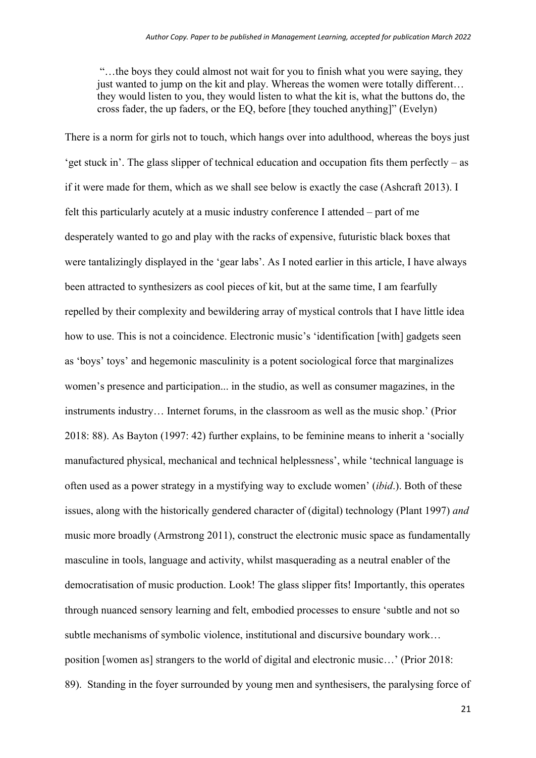> "…the boys they could almost not wait for you to finish what you were saying, they just wanted to jump on the kit and play. Whereas the women were totally different… they would listen to you, they would listen to what the kit is, what the buttons do, the cross fader, the up faders, or the EQ, before [they touched anything]" (Evelyn)

There is a norm for girls not to touch, which hangs over into adulthood, whereas the boys just 'get stuck in'. The glass slipper of technical education and occupation fits them perfectly – as if it were made for them, which as we shall see below is exactly the case (Ashcraft 2013). I felt this particularly acutely at a music industry conference I attended – part of me desperately wanted to go and play with the racks of expensive, futuristic black boxes that were tantalizingly displayed in the 'gear labs'. As I noted earlier in this article, I have always been attracted to synthesizers as cool pieces of kit, but at the same time, I am fearfully repelled by their complexity and bewildering array of mystical controls that I have little idea how to use. This is not a coincidence. Electronic music's 'identification [with] gadgets seen as 'boys' toys' and hegemonic masculinity is a potent sociological force that marginalizes women's presence and participation... in the studio, as well as consumer magazines, in the instruments industry… Internet forums, in the classroom as well as the music shop.' (Prior 2018: 88). As Bayton (1997: 42) further explains, to be feminine means to inherit a 'socially manufactured physical, mechanical and technical helplessness', while 'technical language is often used as a power strategy in a mystifying way to exclude women' (*ibid*.). Both of these issues, along with the historically gendered character of (digital) technology (Plant 1997) *and* music more broadly (Armstrong 2011), construct the electronic music space as fundamentally masculine in tools, language and activity, whilst masquerading as a neutral enabler of the democratisation of music production. Look! The glass slipper fits! Importantly, this operates through nuanced sensory learning and felt, embodied processes to ensure 'subtle and not so subtle mechanisms of symbolic violence, institutional and discursive boundary work… position [women as] strangers to the world of digital and electronic music…' (Prior 2018: 89). Standing in the foyer surrounded by young men and synthesisers, the paralysing force of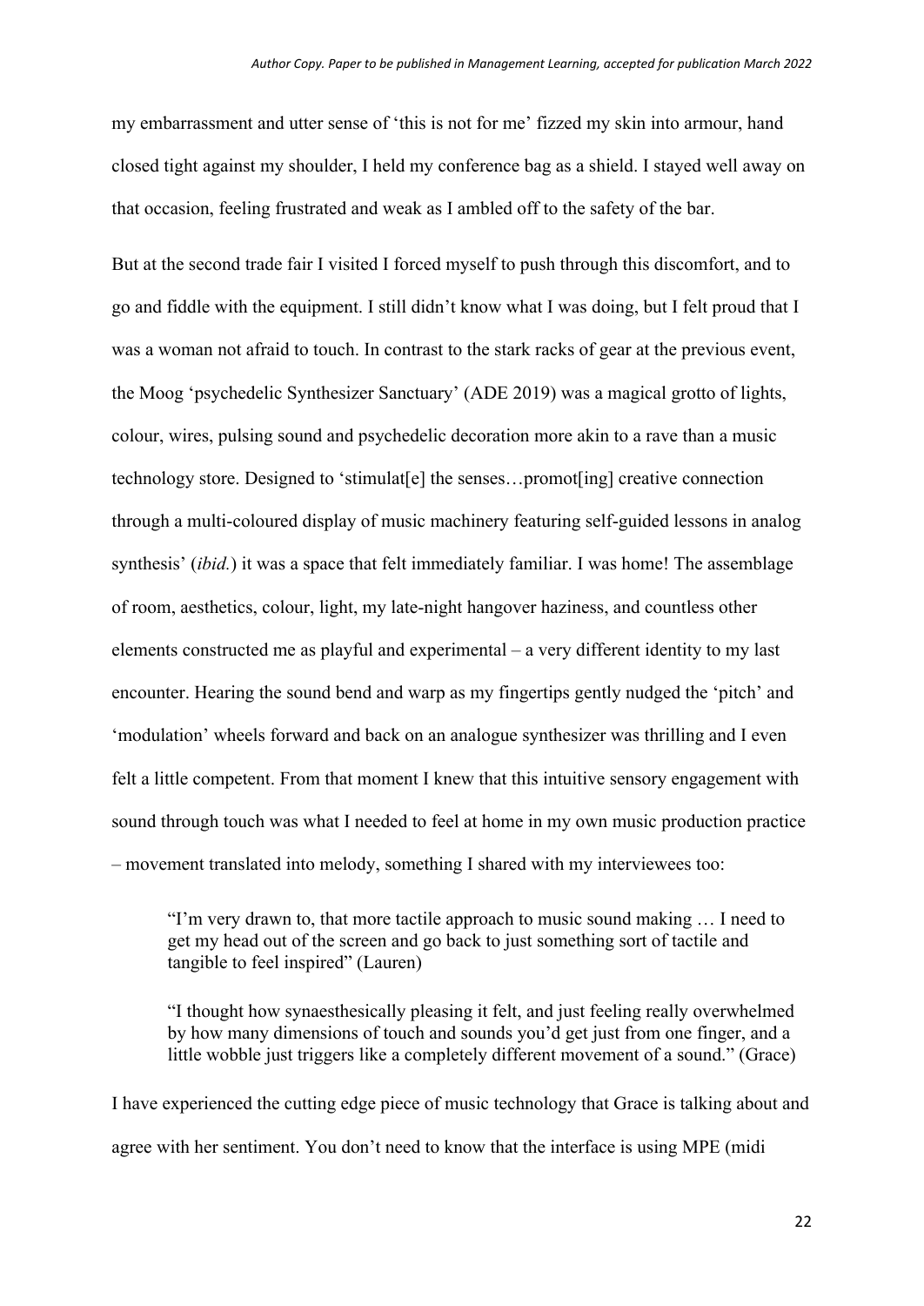my embarrassment and utter sense of 'this is not for me' fizzed my skin into armour, hand closed tight against my shoulder, I held my conference bag as a shield. I stayed well away on that occasion, feeling frustrated and weak as I ambled off to the safety of the bar.

But at the second trade fair I visited I forced myself to push through this discomfort, and to go and fiddle with the equipment. I still didn't know what I was doing, but I felt proud that I was a woman not afraid to touch. In contrast to the stark racks of gear at the previous event, the Moog 'psychedelic Synthesizer Sanctuary' (ADE 2019) was a magical grotto of lights, colour, wires, pulsing sound and psychedelic decoration more akin to a rave than a music technology store. Designed to 'stimulat[e] the senses…promot[ing] creative connection through a multi-coloured display of music machinery featuring self-guided lessons in analog synthesis' (*ibid.*) it was a space that felt immediately familiar. I was home! The assemblage of room, aesthetics, colour, light, my late-night hangover haziness, and countless other elements constructed me as playful and experimental – a very different identity to my last encounter. Hearing the sound bend and warp as my fingertips gently nudged the 'pitch' and 'modulation' wheels forward and back on an analogue synthesizer was thrilling and I even felt a little competent. From that moment I knew that this intuitive sensory engagement with sound through touch was what I needed to feel at home in my own music production practice – movement translated into melody, something I shared with my interviewees too:

> "I'm very drawn to, that more tactile approach to music sound making … I need to get my head out of the screen and go back to just something sort of tactile and tangible to feel inspired" (Lauren)

> "I thought how synaesthesically pleasing it felt, and just feeling really overwhelmed by how many dimensions of touch and sounds you'd get just from one finger, and a little wobble just triggers like a completely different movement of a sound." (Grace)

I have experienced the cutting edge piece of music technology that Grace is talking about and agree with her sentiment. You don't need to know that the interface is using MPE (midi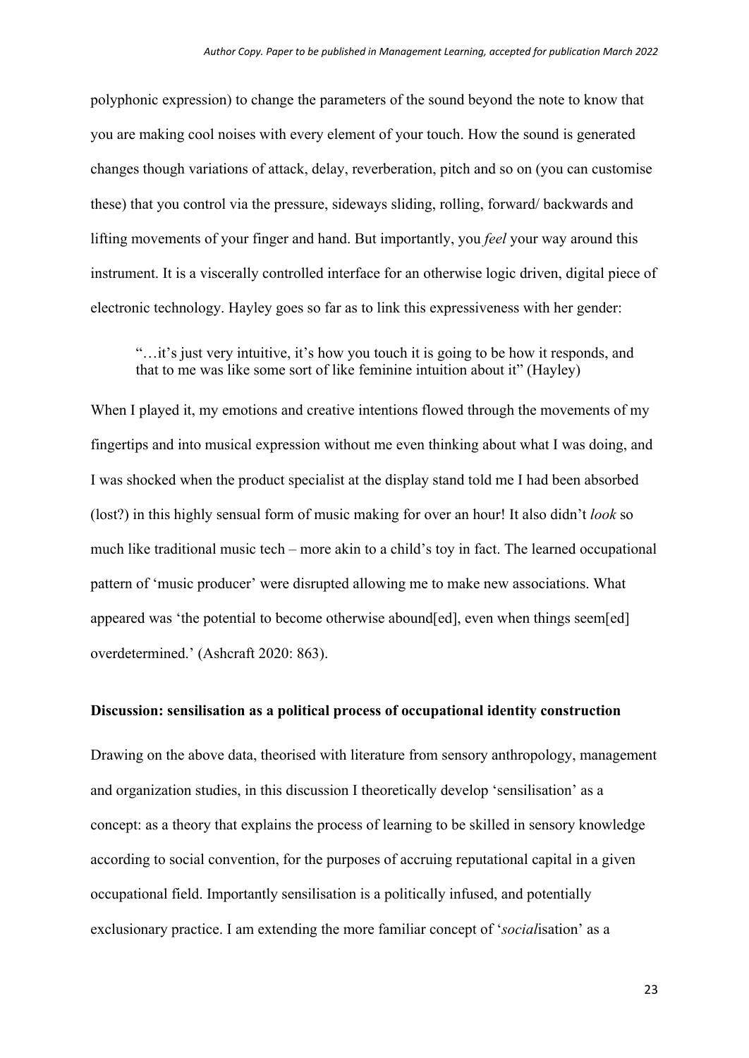polyphonic expression) to change the parameters of the sound beyond the note to know that you are making cool noises with every element of your touch. How the sound is generated changes though variations of attack, delay, reverberation, pitch and so on (you can customise these) that you control via the pressure, sideways sliding, rolling, forward/ backwards and lifting movements of your finger and hand. But importantly, you *feel* your way around this instrument. It is a viscerally controlled interface for an otherwise logic driven, digital piece of electronic technology. Hayley goes so far as to link this expressiveness with her gender:

> "…it's just very intuitive, it's how you touch it is going to be how it responds, and that to me was like some sort of like feminine intuition about it" (Hayley)

When I played it, my emotions and creative intentions flowed through the movements of my fingertips and into musical expression without me even thinking about what I was doing, and I was shocked when the product specialist at the display stand told me I had been absorbed (lost?) in this highly sensual form of music making for over an hour! It also didn't *look* so much like traditional music tech – more akin to a child's toy in fact. The learned occupational pattern of 'music producer' were disrupted allowing me to make new associations. What appeared was 'the potential to become otherwise abound[ed], even when things seem[ed] overdetermined.' (Ashcraft 2020: 863).

**Discussion: sensilisation as a political process of occupational identity construction**

Drawing on the above data, theorised with literature from sensory anthropology, management and organization studies, in this discussion I theoretically develop 'sensilisation' as a concept: as a theory that explains the process of learning to be skilled in sensory knowledge according to social convention, for the purposes of accruing reputational capital in a given occupational field. Importantly sensilisation is a politically infused, and potentially exclusionary practice. I am extending the more familiar concept of '*social*isation' as a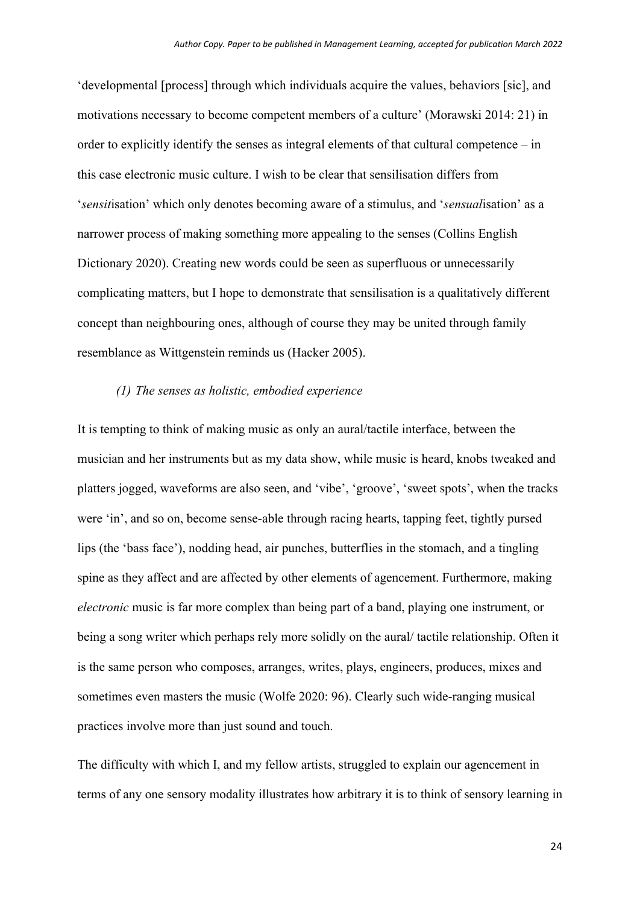'developmental [process] through which individuals acquire the values, behaviors [sic], and motivations necessary to become competent members of a culture' (Morawski 2014: 21) in order to explicitly identify the senses as integral elements of that cultural competence – in this case electronic music culture. I wish to be clear that sensilisation differs from '*sensit*isation' which only denotes becoming aware of a stimulus, and '*sensual*isation' as a narrower process of making something more appealing to the senses (Collins English Dictionary 2020). Creating new words could be seen as superfluous or unnecessarily complicating matters, but I hope to demonstrate that sensilisation is a qualitatively different concept than neighbouring ones, although of course they may be united through family resemblance as Wittgenstein reminds us (Hacker 2005).

*(1) The senses as holistic, embodied experience*

It is tempting to think of making music as only an aural/tactile interface, between the musician and her instruments but as my data show, while music is heard, knobs tweaked and platters jogged, waveforms are also seen, and 'vibe', 'groove', 'sweet spots', when the tracks were 'in', and so on, become sense-able through racing hearts, tapping feet, tightly pursed lips (the 'bass face'), nodding head, air punches, butterflies in the stomach, and a tingling spine as they affect and are affected by other elements of agencement. Furthermore, making *electronic* music is far more complex than being part of a band, playing one instrument, or being a song writer which perhaps rely more solidly on the aural/ tactile relationship. Often it is the same person who composes, arranges, writes, plays, engineers, produces, mixes and sometimes even masters the music (Wolfe 2020: 96). Clearly such wide-ranging musical practices involve more than just sound and touch.

The difficulty with which I, and my fellow artists, struggled to explain our agencement in terms of any one sensory modality illustrates how arbitrary it is to think of sensory learning in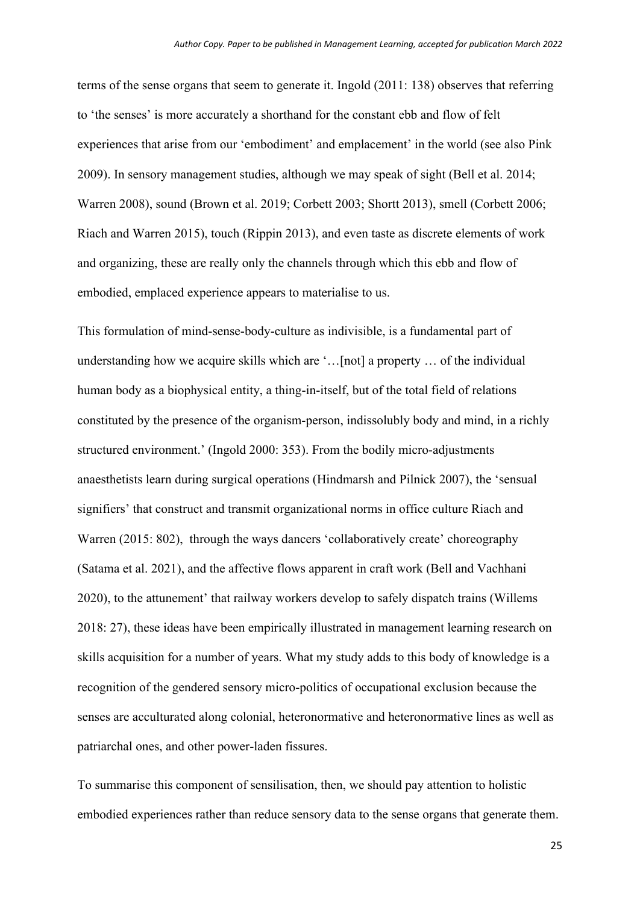terms of the sense organs that seem to generate it. Ingold (2011: 138) observes that referring to 'the senses' is more accurately a shorthand for the constant ebb and flow of felt experiences that arise from our 'embodiment' and emplacement' in the world (see also Pink 2009). In sensory management studies, although we may speak of sight (Bell et al. 2014; Warren 2008), sound (Brown et al. 2019; Corbett 2003; Shortt 2013), smell (Corbett 2006; Riach and Warren 2015), touch (Rippin 2013), and even taste as discrete elements of work and organizing, these are really only the channels through which this ebb and flow of embodied, emplaced experience appears to materialise to us.

This formulation of mind-sense-body-culture as indivisible, is a fundamental part of understanding how we acquire skills which are '…[not] a property … of the individual human body as a biophysical entity, a thing-in-itself, but of the total field of relations constituted by the presence of the organism-person, indissolubly body and mind, in a richly structured environment.' (Ingold 2000: 353). From the bodily micro-adjustments anaesthetists learn during surgical operations (Hindmarsh and Pilnick 2007), the 'sensual signifiers' that construct and transmit organizational norms in office culture Riach and Warren (2015: 802), through the ways dancers 'collaboratively create' choreography (Satama et al. 2021), and the affective flows apparent in craft work (Bell and Vachhani 2020), to the attunement' that railway workers develop to safely dispatch trains (Willems 2018: 27), these ideas have been empirically illustrated in management learning research on skills acquisition for a number of years. What my study adds to this body of knowledge is a recognition of the gendered sensory micro-politics of occupational exclusion because the senses are acculturated along colonial, heteronormative and heteronormative lines as well as patriarchal ones, and other power-laden fissures.

To summarise this component of sensilisation, then, we should pay attention to holistic embodied experiences rather than reduce sensory data to the sense organs that generate them.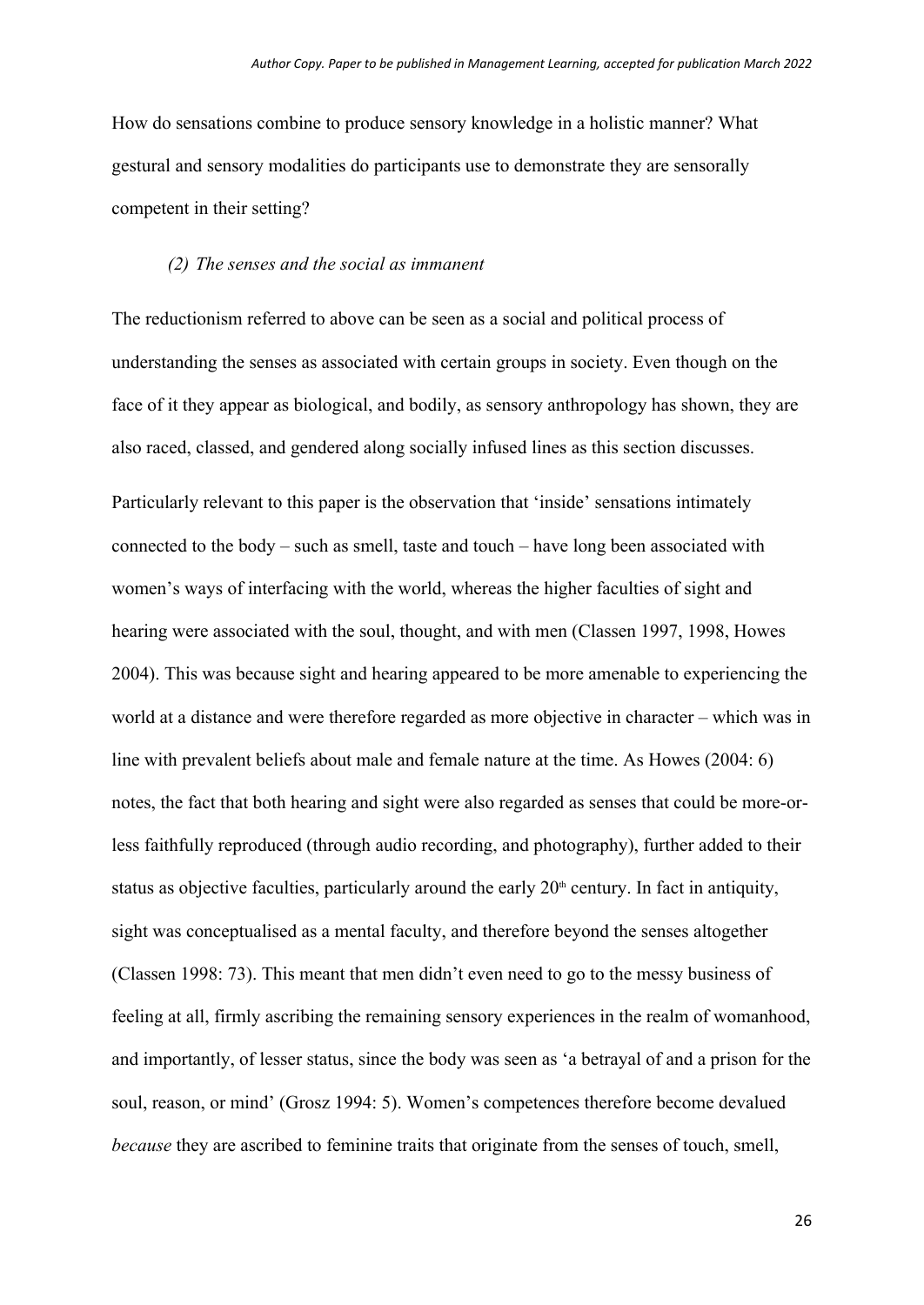How do sensations combine to produce sensory knowledge in a holistic manner? What gestural and sensory modalities do participants use to demonstrate they are sensorally competent in their setting?

*(2) The senses and the social as immanent*

The reductionism referred to above can be seen as a social and political process of understanding the senses as associated with certain groups in society. Even though on the face of it they appear as biological, and bodily, as sensory anthropology has shown, they are also raced, classed, and gendered along socially infused lines as this section discusses.

Particularly relevant to this paper is the observation that 'inside' sensations intimately connected to the body – such as smell, taste and touch – have long been associated with women's ways of interfacing with the world, whereas the higher faculties of sight and hearing were associated with the soul, thought, and with men (Classen 1997, 1998, Howes 2004). This was because sight and hearing appeared to be more amenable to experiencing the world at a distance and were therefore regarded as more objective in character – which was in line with prevalent beliefs about male and female nature at the time. As Howes (2004: 6) notes, the fact that both hearing and sight were also regarded as senses that could be more-or-less faithfully reproduced (through audio recording, and photography), further added to their status as objective faculties, particularly around the early 20th century. In fact in antiquity, sight was conceptualised as a mental faculty, and therefore beyond the senses altogether (Classen 1998: 73). This meant that men didn't even need to go to the messy business of feeling at all, firmly ascribing the remaining sensory experiences in the realm of womanhood, and importantly, of lesser status, since the body was seen as 'a betrayal of and a prison for the soul, reason, or mind' (Grosz 1994: 5). Women's competences therefore become devalued *because* they are ascribed to feminine traits that originate from the senses of touch, smell,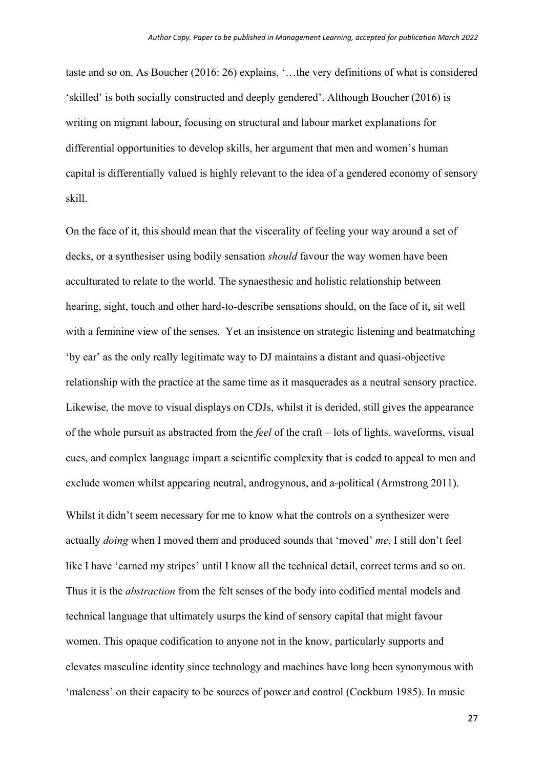taste and so on. As Boucher (2016: 26) explains, '…the very definitions of what is considered 'skilled' is both socially constructed and deeply gendered'. Although Boucher (2016) is writing on migrant labour, focusing on structural and labour market explanations for differential opportunities to develop skills, her argument that men and women's human capital is differentially valued is highly relevant to the idea of a gendered economy of sensory skill.

On the face of it, this should mean that the viscerality of feeling your way around a set of decks, or a synthesiser using bodily sensation *should* favour the way women have been acculturated to relate to the world. The synaesthesic and holistic relationship between hearing, sight, touch and other hard-to-describe sensations should, on the face of it, sit well with a feminine view of the senses. Yet an insistence on strategic listening and beatmatching 'by ear' as the only really legitimate way to DJ maintains a distant and quasi-objective relationship with the practice at the same time as it masquerades as a neutral sensory practice. Likewise, the move to visual displays on CDJs, whilst it is derided, still gives the appearance of the whole pursuit as abstracted from the *feel* of the craft – lots of lights, waveforms, visual cues, and complex language impart a scientific complexity that is coded to appeal to men and exclude women whilst appearing neutral, androgynous, and a-political (Armstrong 2011).

Whilst it didn't seem necessary for me to know what the controls on a synthesizer were actually *doing* when I moved them and produced sounds that 'moved' *me*, I still don't feel like I have 'earned my stripes' until I know all the technical detail, correct terms and so on. Thus it is the *abstraction* from the felt senses of the body into codified mental models and technical language that ultimately usurps the kind of sensory capital that might favour women. This opaque codification to anyone not in the know, particularly supports and elevates masculine identity since technology and machines have long been synonymous with 'maleness' on their capacity to be sources of power and control (Cockburn 1985). In music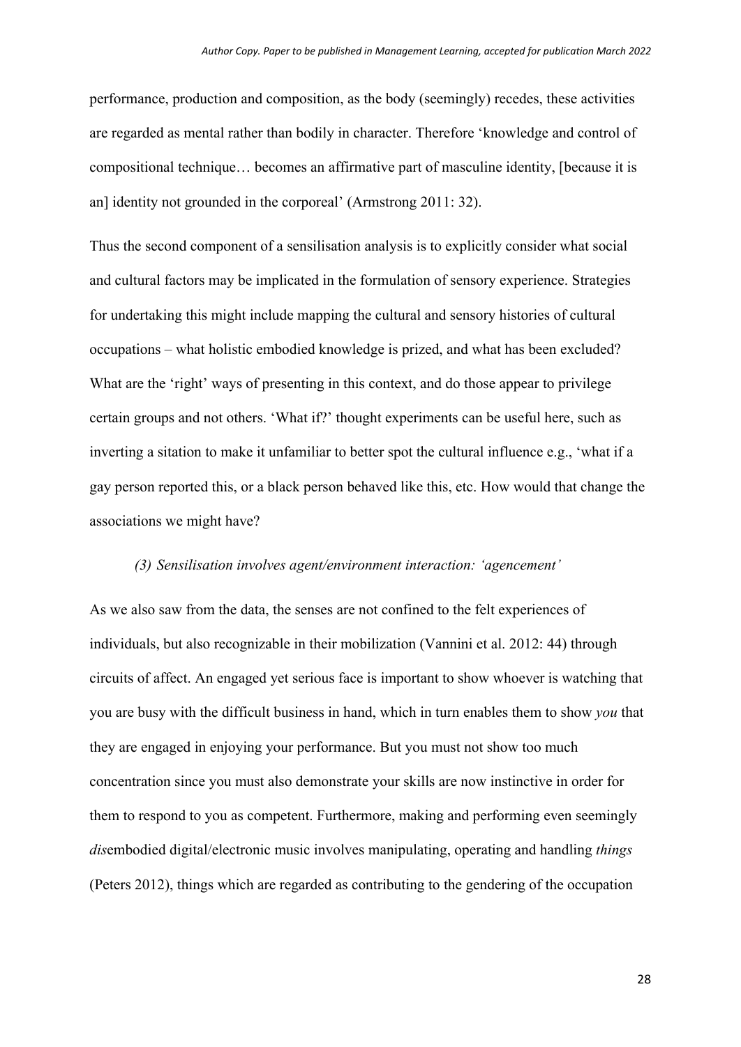performance, production and composition, as the body (seemingly) recedes, these activities are regarded as mental rather than bodily in character. Therefore 'knowledge and control of compositional technique… becomes an affirmative part of masculine identity, [because it is an] identity not grounded in the corporeal' (Armstrong 2011: 32).

Thus the second component of a sensilisation analysis is to explicitly consider what social and cultural factors may be implicated in the formulation of sensory experience. Strategies for undertaking this might include mapping the cultural and sensory histories of cultural occupations – what holistic embodied knowledge is prized, and what has been excluded? What are the 'right' ways of presenting in this context, and do those appear to privilege certain groups and not others. 'What if?' thought experiments can be useful here, such as inverting a sitation to make it unfamiliar to better spot the cultural influence e.g., 'what if a gay person reported this, or a black person behaved like this, etc. How would that change the associations we might have?

*(3) Sensilisation involves agent/environment interaction: 'agencement'*

As we also saw from the data, the senses are not confined to the felt experiences of individuals, but also recognizable in their mobilization (Vannini et al. 2012: 44) through circuits of affect. An engaged yet serious face is important to show whoever is watching that you are busy with the difficult business in hand, which in turn enables them to show *you* that they are engaged in enjoying your performance. But you must not show too much concentration since you must also demonstrate your skills are now instinctive in order for them to respond to you as competent. Furthermore, making and performing even seemingly *dis*embodied digital/electronic music involves manipulating, operating and handling *things* (Peters 2012), things which are regarded as contributing to the gendering of the occupation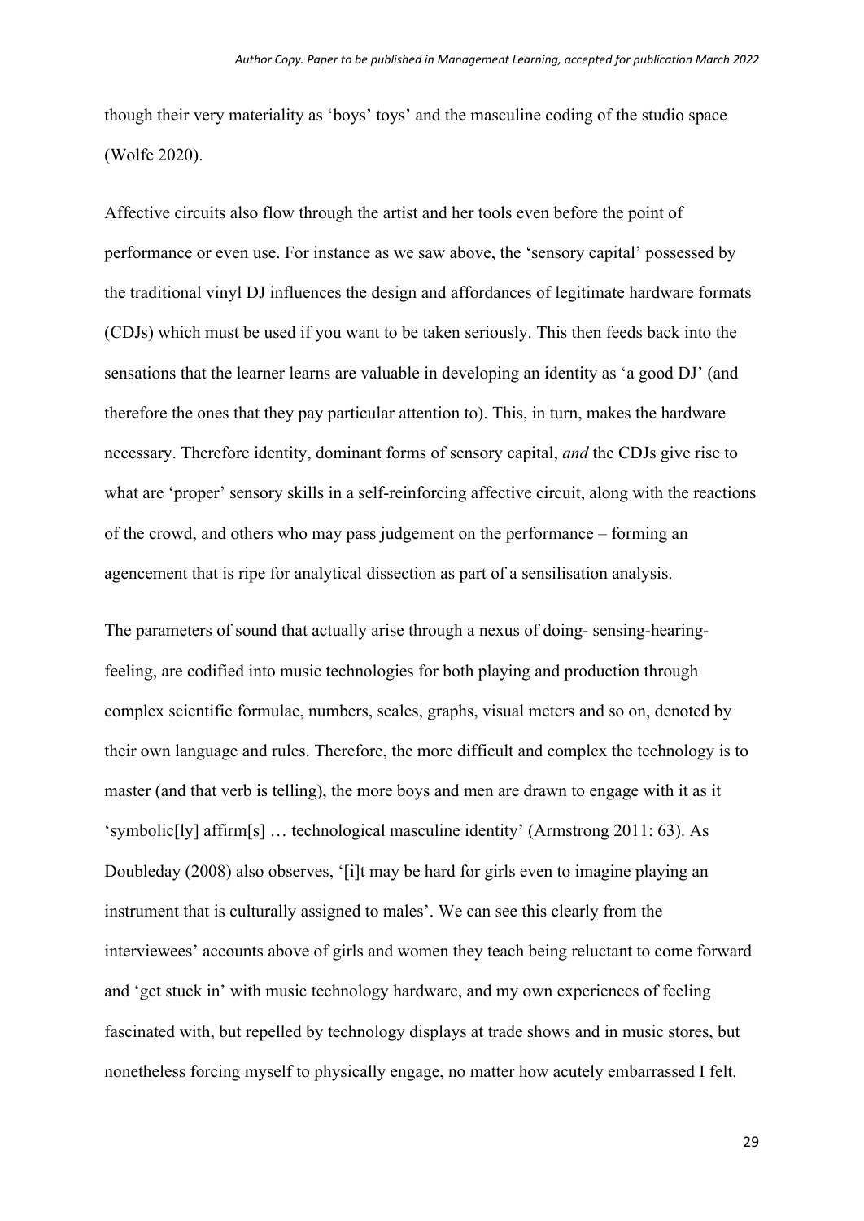though their very materiality as 'boys' toys' and the masculine coding of the studio space (Wolfe 2020).

Affective circuits also flow through the artist and her tools even before the point of performance or even use. For instance as we saw above, the 'sensory capital' possessed by the traditional vinyl DJ influences the design and affordances of legitimate hardware formats (CDJs) which must be used if you want to be taken seriously. This then feeds back into the sensations that the learner learns are valuable in developing an identity as 'a good DJ' (and therefore the ones that they pay particular attention to). This, in turn, makes the hardware necessary. Therefore identity, dominant forms of sensory capital, *and* the CDJs give rise to what are 'proper' sensory skills in a self-reinforcing affective circuit, along with the reactions of the crowd, and others who may pass judgement on the performance – forming an agencement that is ripe for analytical dissection as part of a sensilisation analysis.

The parameters of sound that actually arise through a nexus of doing- sensing-hearing-feeling, are codified into music technologies for both playing and production through complex scientific formulae, numbers, scales, graphs, visual meters and so on, denoted by their own language and rules. Therefore, the more difficult and complex the technology is to master (and that verb is telling), the more boys and men are drawn to engage with it as it 'symbolic[ly] affirm[s] … technological masculine identity' (Armstrong 2011: 63). As Doubleday (2008) also observes, '[i]t may be hard for girls even to imagine playing an instrument that is culturally assigned to males'. We can see this clearly from the interviewees' accounts above of girls and women they teach being reluctant to come forward and 'get stuck in' with music technology hardware, and my own experiences of feeling fascinated with, but repelled by technology displays at trade shows and in music stores, but nonetheless forcing myself to physically engage, no matter how acutely embarrassed I felt.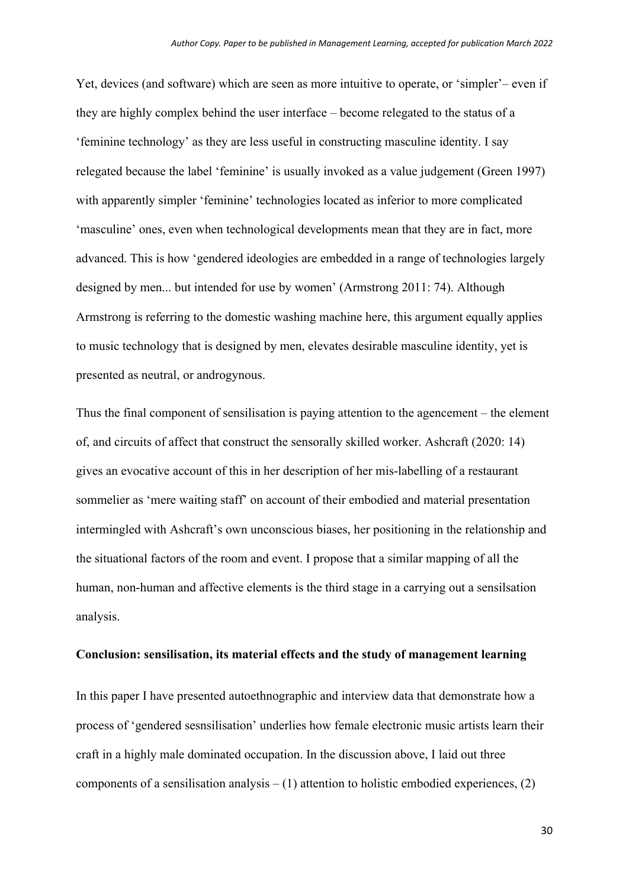Yet, devices (and software) which are seen as more intuitive to operate, or 'simpler'– even if they are highly complex behind the user interface – become relegated to the status of a 'feminine technology' as they are less useful in constructing masculine identity. I say relegated because the label 'feminine' is usually invoked as a value judgement (Green 1997) with apparently simpler 'feminine' technologies located as inferior to more complicated 'masculine' ones, even when technological developments mean that they are in fact, more advanced. This is how 'gendered ideologies are embedded in a range of technologies largely designed by men... but intended for use by women' (Armstrong 2011: 74). Although Armstrong is referring to the domestic washing machine here, this argument equally applies to music technology that is designed by men, elevates desirable masculine identity, yet is presented as neutral, or androgynous.

Thus the final component of sensilisation is paying attention to the agencement – the element of, and circuits of affect that construct the sensorally skilled worker. Ashcraft (2020: 14) gives an evocative account of this in her description of her mis-labelling of a restaurant sommelier as 'mere waiting staff' on account of their embodied and material presentation intermingled with Ashcraft's own unconscious biases, her positioning in the relationship and the situational factors of the room and event. I propose that a similar mapping of all the human, non-human and affective elements is the third stage in a carrying out a sensilsation analysis.

## Conclusion: sensilisation, its material effects and the study of management learning

In this paper I have presented autoethnographic and interview data that demonstrate how a process of 'gendered sesnsilisation' underlies how female electronic music artists learn their craft in a highly male dominated occupation. In the discussion above, I laid out three components of a sensilisation analysis – (1) attention to holistic embodied experiences, (2)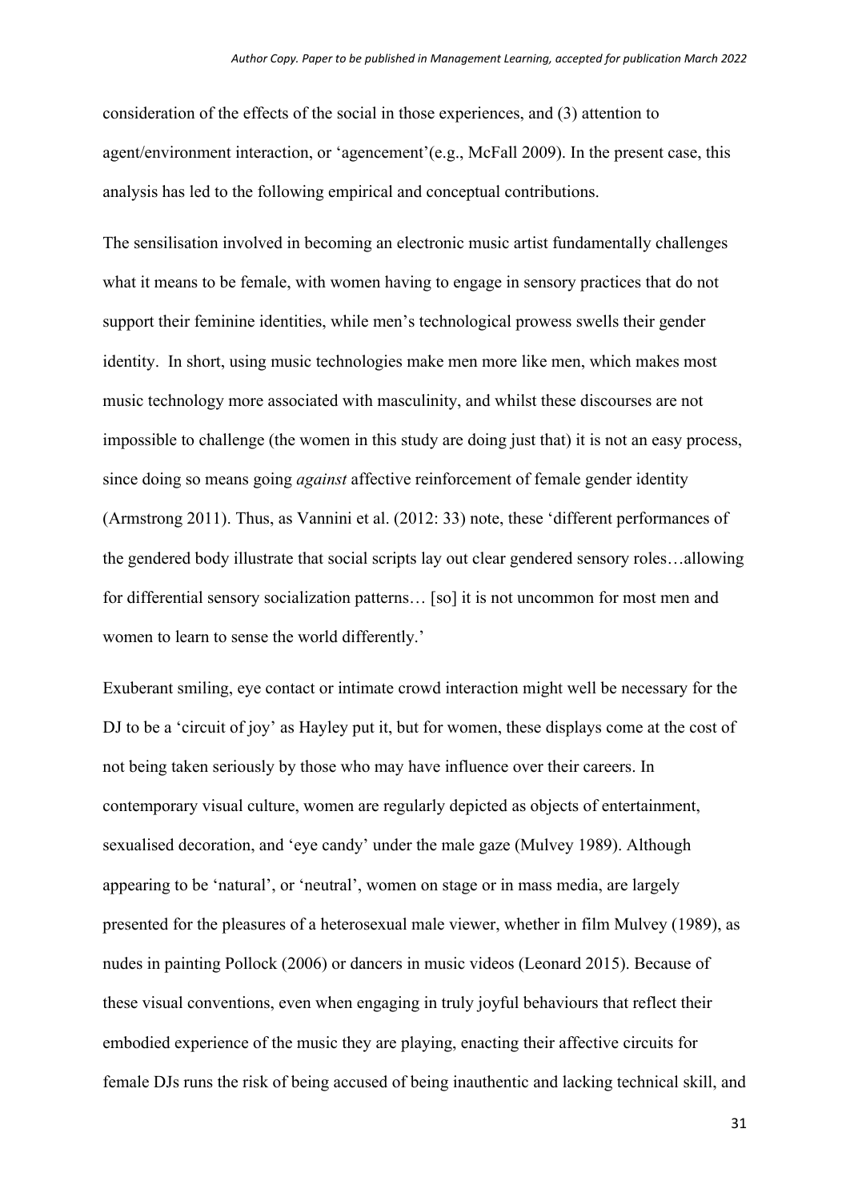consideration of the effects of the social in those experiences, and (3) attention to agent/environment interaction, or 'agencement'(e.g., McFall 2009). In the present case, this analysis has led to the following empirical and conceptual contributions.

The sensilisation involved in becoming an electronic music artist fundamentally challenges what it means to be female, with women having to engage in sensory practices that do not support their feminine identities, while men's technological prowess swells their gender identity. In short, using music technologies make men more like men, which makes most music technology more associated with masculinity, and whilst these discourses are not impossible to challenge (the women in this study are doing just that) it is not an easy process, since doing so means going *against* affective reinforcement of female gender identity (Armstrong 2011). Thus, as Vannini et al. (2012: 33) note, these 'different performances of the gendered body illustrate that social scripts lay out clear gendered sensory roles…allowing for differential sensory socialization patterns… [so] it is not uncommon for most men and women to learn to sense the world differently.'

Exuberant smiling, eye contact or intimate crowd interaction might well be necessary for the DJ to be a 'circuit of joy' as Hayley put it, but for women, these displays come at the cost of not being taken seriously by those who may have influence over their careers. In contemporary visual culture, women are regularly depicted as objects of entertainment, sexualised decoration, and 'eye candy' under the male gaze (Mulvey 1989). Although appearing to be 'natural', or 'neutral', women on stage or in mass media, are largely presented for the pleasures of a heterosexual male viewer, whether in film Mulvey (1989), as nudes in painting Pollock (2006) or dancers in music videos (Leonard 2015). Because of these visual conventions, even when engaging in truly joyful behaviours that reflect their embodied experience of the music they are playing, enacting their affective circuits for female DJs runs the risk of being accused of being inauthentic and lacking technical skill, and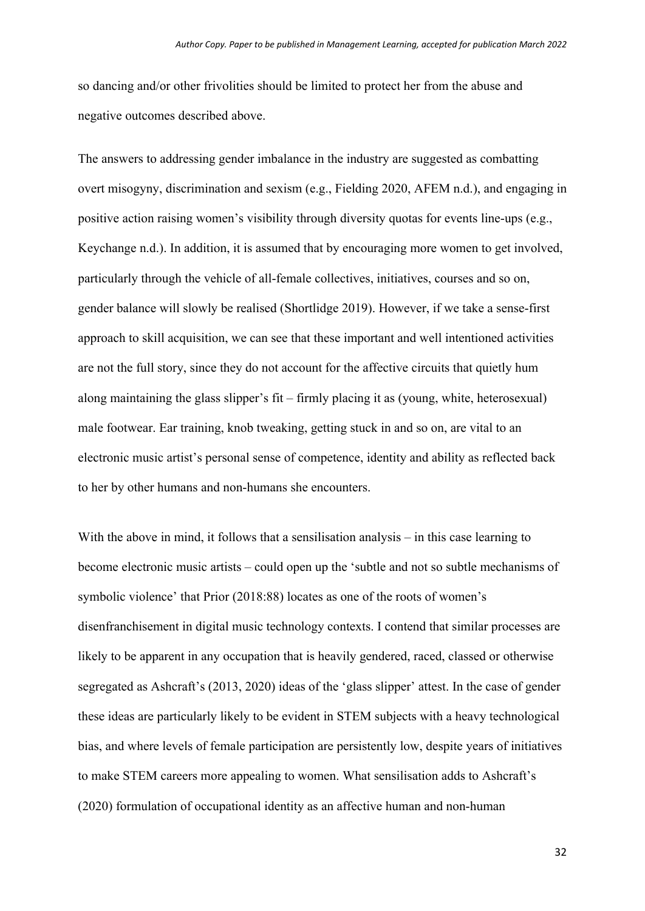so dancing and/or other frivolities should be limited to protect her from the abuse and negative outcomes described above.

The answers to addressing gender imbalance in the industry are suggested as combatting overt misogyny, discrimination and sexism (e.g., Fielding 2020, AFEM n.d.), and engaging in positive action raising women's visibility through diversity quotas for events line-ups (e.g., Keychange n.d.). In addition, it is assumed that by encouraging more women to get involved, particularly through the vehicle of all-female collectives, initiatives, courses and so on, gender balance will slowly be realised (Shortlidge 2019). However, if we take a sense-first approach to skill acquisition, we can see that these important and well intentioned activities are not the full story, since they do not account for the affective circuits that quietly hum along maintaining the glass slipper's fit – firmly placing it as (young, white, heterosexual) male footwear. Ear training, knob tweaking, getting stuck in and so on, are vital to an electronic music artist's personal sense of competence, identity and ability as reflected back to her by other humans and non-humans she encounters.

With the above in mind, it follows that a sensilisation analysis – in this case learning to become electronic music artists – could open up the 'subtle and not so subtle mechanisms of symbolic violence' that Prior (2018:88) locates as one of the roots of women's disenfranchisement in digital music technology contexts. I contend that similar processes are likely to be apparent in any occupation that is heavily gendered, raced, classed or otherwise segregated as Ashcraft's (2013, 2020) ideas of the 'glass slipper' attest. In the case of gender these ideas are particularly likely to be evident in STEM subjects with a heavy technological bias, and where levels of female participation are persistently low, despite years of initiatives to make STEM careers more appealing to women. What sensilisation adds to Ashcraft's (2020) formulation of occupational identity as an affective human and non-human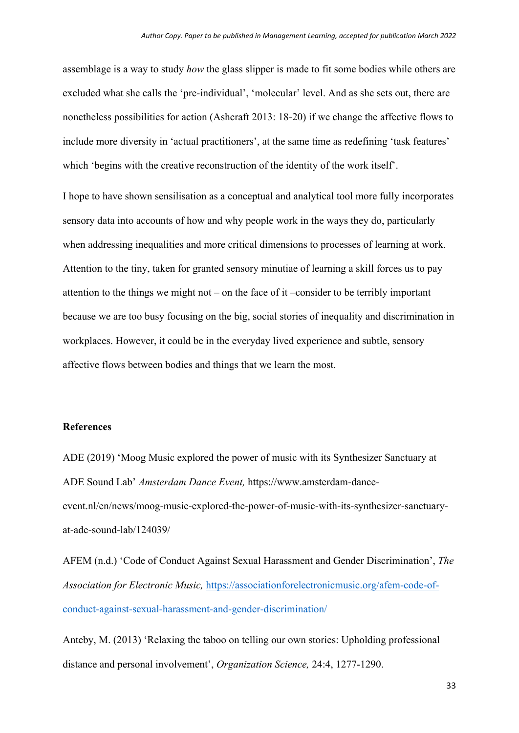assemblage is a way to study *how* the glass slipper is made to fit some bodies while others are excluded what she calls the 'pre-individual', 'molecular' level. And as she sets out, there are nonetheless possibilities for action (Ashcraft 2013: 18-20) if we change the affective flows to include more diversity in 'actual practitioners', at the same time as redefining 'task features' which 'begins with the creative reconstruction of the identity of the work itself'.

I hope to have shown sensilisation as a conceptual and analytical tool more fully incorporates sensory data into accounts of how and why people work in the ways they do, particularly when addressing inequalities and more critical dimensions to processes of learning at work. Attention to the tiny, taken for granted sensory minutiae of learning a skill forces us to pay attention to the things we might not – on the face of it –consider to be terribly important because we are too busy focusing on the big, social stories of inequality and discrimination in workplaces. However, it could be in the everyday lived experience and subtle, sensory affective flows between bodies and things that we learn the most.

**References**

ADE (2019) 'Moog Music explored the power of music with its Synthesizer Sanctuary at ADE Sound Lab' *Amsterdam Dance Event,* https://www.amsterdam-dance-event.nl/en/news/moog-music-explored-the-power-of-music-with-its-synthesizer-sanctuary-at-ade-sound-lab/124039/

AFEM (n.d.) 'Code of Conduct Against Sexual Harassment and Gender Discrimination', *The Association for Electronic Music,* https://associationforelectronicmusic.org/afem-code-of-conduct-against-sexual-harassment-and-gender-discrimination/

Anteby, M. (2013) 'Relaxing the taboo on telling our own stories: Upholding professional distance and personal involvement', *Organization Science,* 24:4, 1277-1290.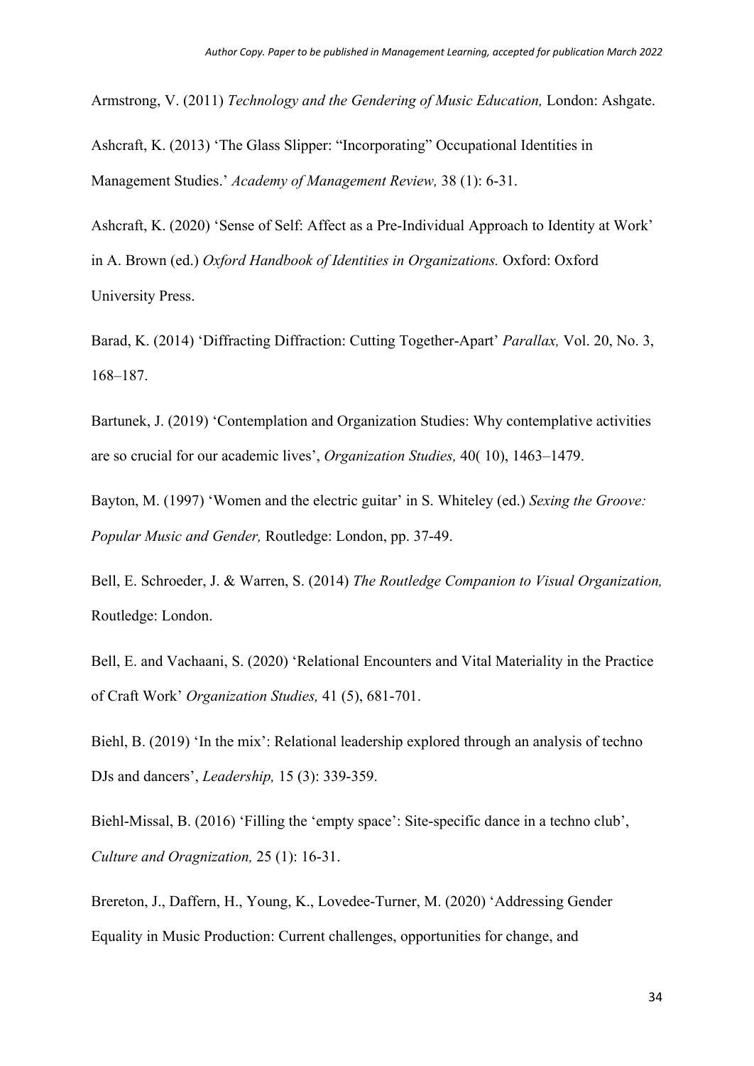Armstrong, V. (2011) *Technology and the Gendering of Music Education,* London: Ashgate.

Ashcraft, K. (2013) 'The Glass Slipper: "Incorporating" Occupational Identities in Management Studies.' *Academy of Management Review,* 38 (1): 6-31.

Ashcraft, K. (2020) 'Sense of Self: Affect as a Pre-Individual Approach to Identity at Work' in A. Brown (ed.) *Oxford Handbook of Identities in Organizations.* Oxford: Oxford University Press.

Barad, K. (2014) 'Diffracting Diffraction: Cutting Together-Apart' *Parallax,* Vol. 20, No. 3, 168–187.

Bartunek, J. (2019) 'Contemplation and Organization Studies: Why contemplative activities are so crucial for our academic lives', *Organization Studies,* 40( 10), 1463–1479.

Bayton, M. (1997) 'Women and the electric guitar' in S. Whiteley (ed.) *Sexing the Groove: Popular Music and Gender,* Routledge: London, pp. 37-49.

Bell, E. Schroeder, J. & Warren, S. (2014) *The Routledge Companion to Visual Organization,* Routledge: London.

Bell, E. and Vachaani, S. (2020) 'Relational Encounters and Vital Materiality in the Practice of Craft Work' *Organization Studies,* 41 (5), 681-701.

Biehl, B. (2019) 'In the mix': Relational leadership explored through an analysis of techno DJs and dancers', *Leadership,* 15 (3): 339-359.

Biehl-Missal, B. (2016) 'Filling the 'empty space': Site-specific dance in a techno club', *Culture and Oragnization,* 25 (1): 16-31.

Brereton, J., Daffern, H., Young, K., Lovedee-Turner, M. (2020) 'Addressing Gender Equality in Music Production: Current challenges, opportunities for change, and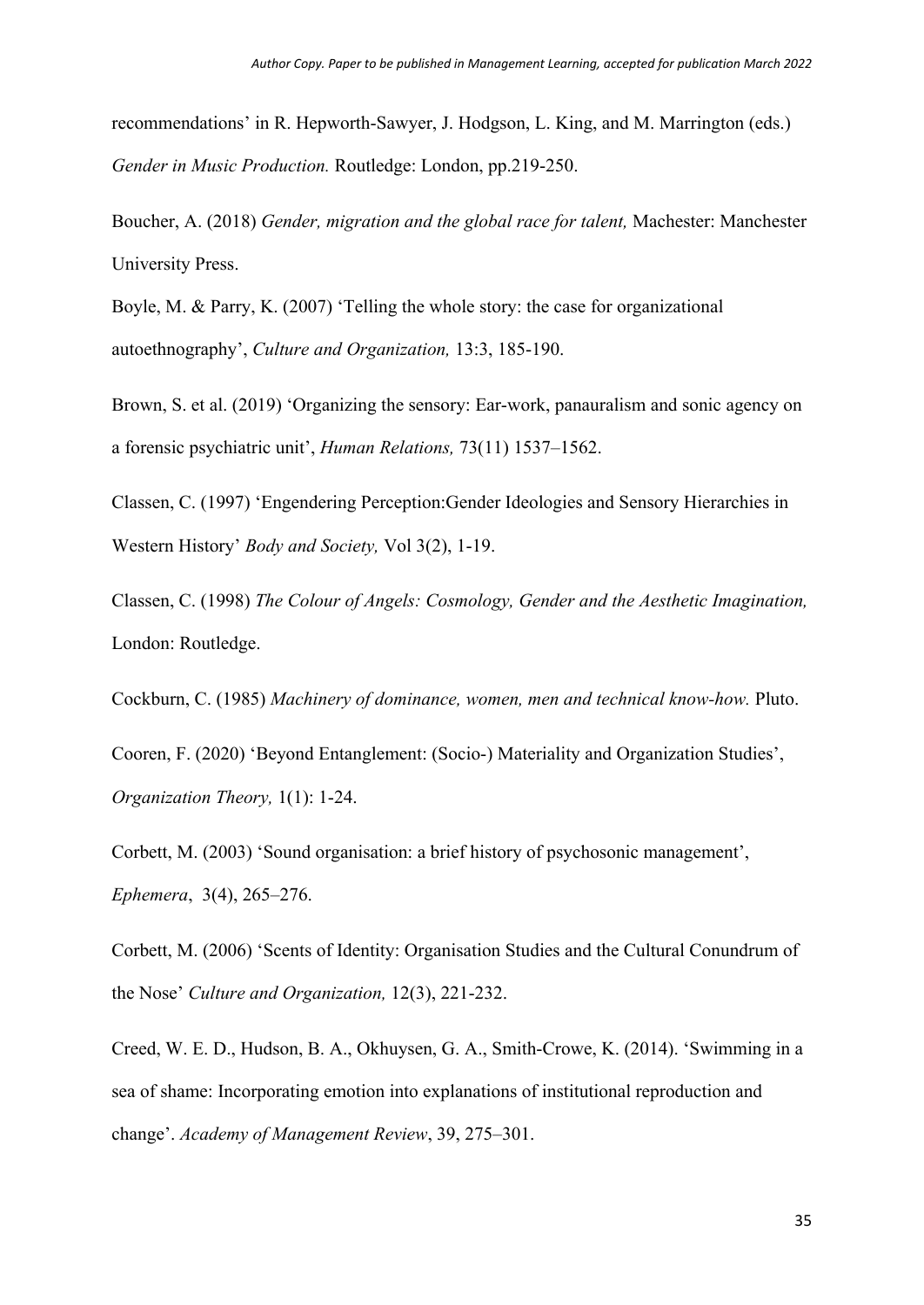recommendations' in R. Hepworth-Sawyer, J. Hodgson, L. King, and M. Marrington (eds.) *Gender in Music Production.* Routledge: London, pp.219-250.

Boucher, A. (2018) *Gender, migration and the global race for talent,* Machester: Manchester University Press.

Boyle, M. & Parry, K. (2007) 'Telling the whole story: the case for organizational autoethnography', *Culture and Organization,* 13:3, 185-190.

Brown, S. et al. (2019) 'Organizing the sensory: Ear-work, panauralism and sonic agency on a forensic psychiatric unit', *Human Relations,* 73(11) 1537–1562.

Classen, C. (1997) 'Engendering Perception:Gender Ideologies and Sensory Hierarchies in Western History' *Body and Society,* Vol 3(2), 1-19.

Classen, C. (1998) *The Colour of Angels: Cosmology, Gender and the Aesthetic Imagination,* London: Routledge.

Cockburn, C. (1985) *Machinery of dominance, women, men and technical know-how.* Pluto.

Cooren, F. (2020) 'Beyond Entanglement: (Socio-) Materiality and Organization Studies', *Organization Theory,* 1(1): 1-24.

Corbett, M. (2003) 'Sound organisation: a brief history of psychosonic management', *Ephemera*, 3(4), 265–276.

Corbett, M. (2006) 'Scents of Identity: Organisation Studies and the Cultural Conundrum of the Nose' *Culture and Organization,* 12(3), 221-232.

Creed, W. E. D., Hudson, B. A., Okhuysen, G. A., Smith-Crowe, K. (2014). 'Swimming in a sea of shame: Incorporating emotion into explanations of institutional reproduction and change'. *Academy of Management Review*, 39, 275–301.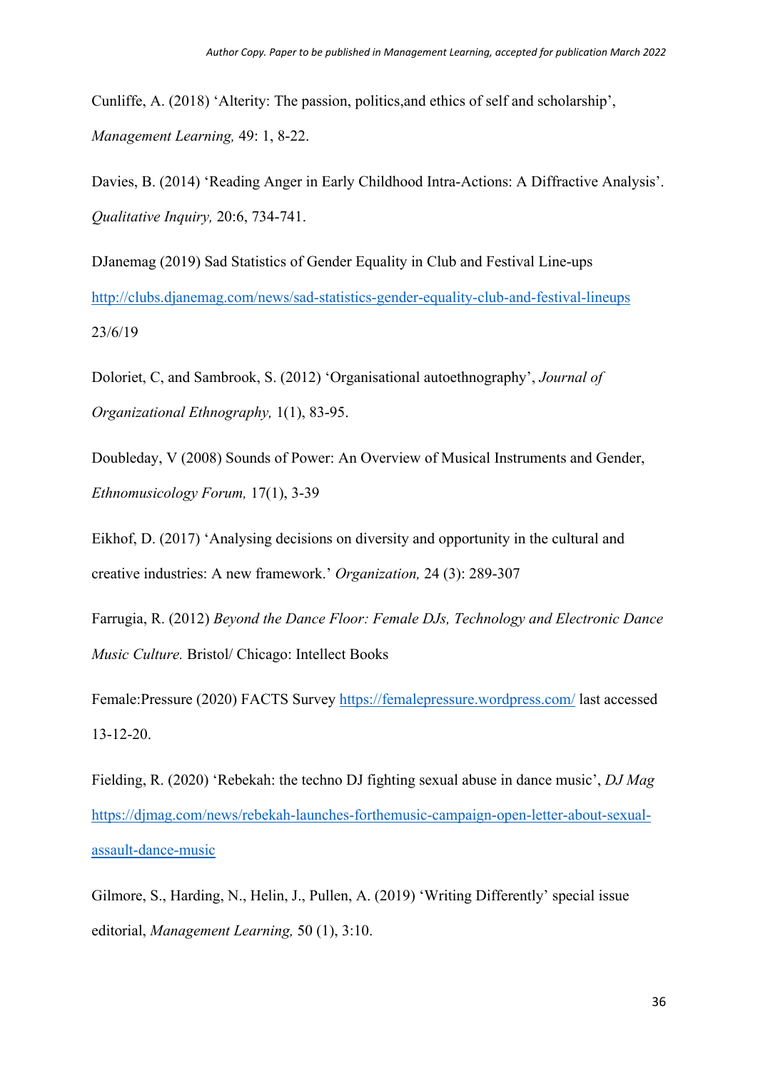Cunliffe, A. (2018) 'Alterity: The passion, politics,and ethics of self and scholarship', *Management Learning,* 49: 1, 8-22.

Davies, B. (2014) 'Reading Anger in Early Childhood Intra-Actions: A Diffractive Analysis'. *Qualitative Inquiry,* 20:6, 734-741.

DJanemag (2019) Sad Statistics of Gender Equality in Club and Festival Line-ups http://clubs.djanemag.com/news/sad-statistics-gender-equality-club-and-festival-lineups 23/6/19

Doloriet, C, and Sambrook, S. (2012) 'Organisational autoethnography', *Journal of Organizational Ethnography,* 1(1), 83-95.

Doubleday, V (2008) Sounds of Power: An Overview of Musical Instruments and Gender, *Ethnomusicology Forum,* 17(1), 3-39

Eikhof, D. (2017) 'Analysing decisions on diversity and opportunity in the cultural and creative industries: A new framework.' *Organization,* 24 (3): 289-307

Farrugia, R. (2012) *Beyond the Dance Floor: Female DJs, Technology and Electronic Dance Music Culture.* Bristol/ Chicago: Intellect Books

Female:Pressure (2020) FACTS Survey https://femalepressure.wordpress.com/ last accessed 13-12-20.

Fielding, R. (2020) 'Rebekah: the techno DJ fighting sexual abuse in dance music', *DJ Mag* https://djmag.com/news/rebekah-launches-forthemusic-campaign-open-letter-about-sexual-assault-dance-music

Gilmore, S., Harding, N., Helin, J., Pullen, A. (2019) 'Writing Differently' special issue editorial, *Management Learning,* 50 (1), 3:10.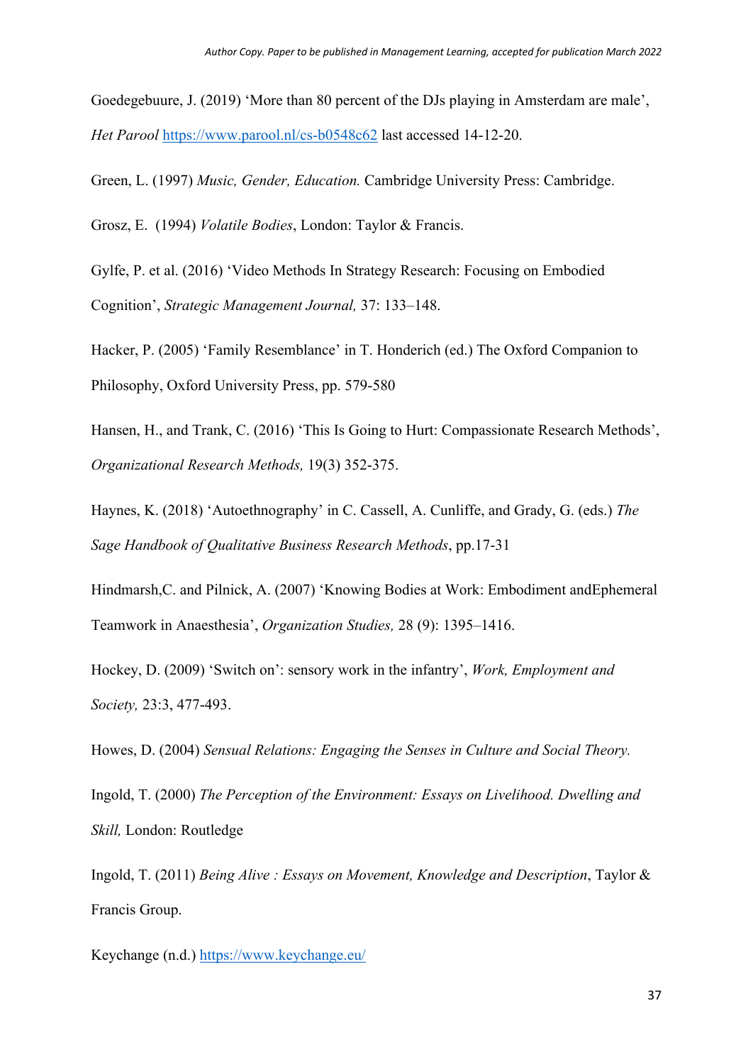Goedegebuure, J. (2019) 'More than 80 percent of the DJs playing in Amsterdam are male', *Het Parool* https://www.parool.nl/cs-b0548c62 last accessed 14-12-20.

Green, L. (1997) *Music, Gender, Education.* Cambridge University Press: Cambridge.

Grosz, E. (1994) *Volatile Bodies*, London: Taylor & Francis.

Gylfe, P. et al. (2016) 'Video Methods In Strategy Research: Focusing on Embodied Cognition', *Strategic Management Journal,* 37: 133–148.

Hacker, P. (2005) 'Family Resemblance' in T. Honderich (ed.) The Oxford Companion to Philosophy, Oxford University Press, pp. 579-580

Hansen, H., and Trank, C. (2016) 'This Is Going to Hurt: Compassionate Research Methods', *Organizational Research Methods,* 19(3) 352-375.

Haynes, K. (2018) 'Autoethnography' in C. Cassell, A. Cunliffe, and Grady, G. (eds.) *The Sage Handbook of Qualitative Business Research Methods*, pp.17-31

Hindmarsh,C. and Pilnick, A. (2007) 'Knowing Bodies at Work: Embodiment andEphemeral Teamwork in Anaesthesia', *Organization Studies,* 28 (9): 1395–1416.

Hockey, D. (2009) 'Switch on': sensory work in the infantry', *Work, Employment and Society,* 23:3, 477-493.

Howes, D. (2004) *Sensual Relations: Engaging the Senses in Culture and Social Theory.*

Ingold, T. (2000) *The Perception of the Environment: Essays on Livelihood. Dwelling and Skill,* London: Routledge

Ingold, T. (2011) *Being Alive : Essays on Movement, Knowledge and Description*, Taylor & Francis Group.

Keychange (n.d.) https://www.keychange.eu/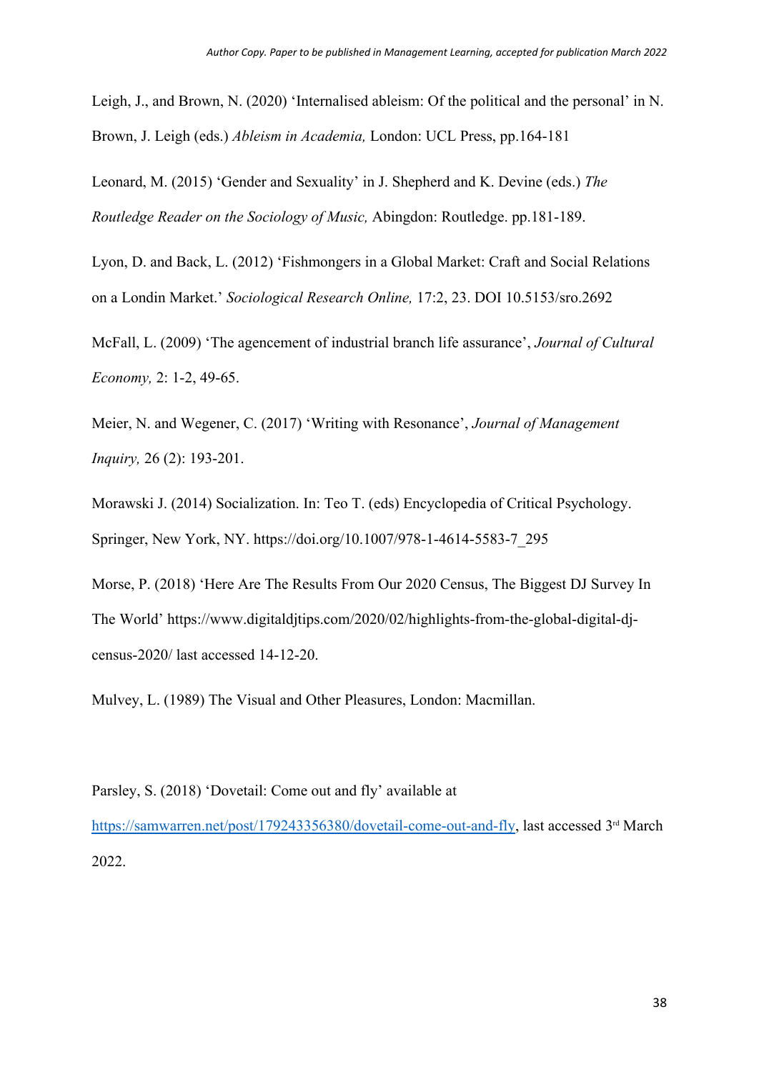Leigh, J., and Brown, N. (2020) 'Internalised ableism: Of the political and the personal' in N. Brown, J. Leigh (eds.) *Ableism in Academia,* London: UCL Press, pp.164-181

Leonard, M. (2015) 'Gender and Sexuality' in J. Shepherd and K. Devine (eds.) *The Routledge Reader on the Sociology of Music,* Abingdon: Routledge. pp.181-189.

Lyon, D. and Back, L. (2012) 'Fishmongers in a Global Market: Craft and Social Relations on a Londin Market.' *Sociological Research Online,* 17:2, 23. DOI 10.5153/sro.2692

McFall, L. (2009) 'The agencement of industrial branch life assurance', *Journal of Cultural Economy,* 2: 1-2, 49-65.

Meier, N. and Wegener, C. (2017) 'Writing with Resonance', *Journal of Management Inquiry,* 26 (2): 193-201.

Morawski J. (2014) Socialization. In: Teo T. (eds) Encyclopedia of Critical Psychology. Springer, New York, NY. https://doi.org/10.1007/978-1-4614-5583-7_295

Morse, P. (2018) 'Here Are The Results From Our 2020 Census, The Biggest DJ Survey In The World' https://www.digitaldjtips.com/2020/02/highlights-from-the-global-digital-dj-census-2020/ last accessed 14-12-20.

Mulvey, L. (1989) The Visual and Other Pleasures, London: Macmillan.

Parsley, S. (2018) 'Dovetail: Come out and fly' available at https://samwarren.net/post/179243356380/dovetail-come-out-and-fly, last accessed 3rd March 2022.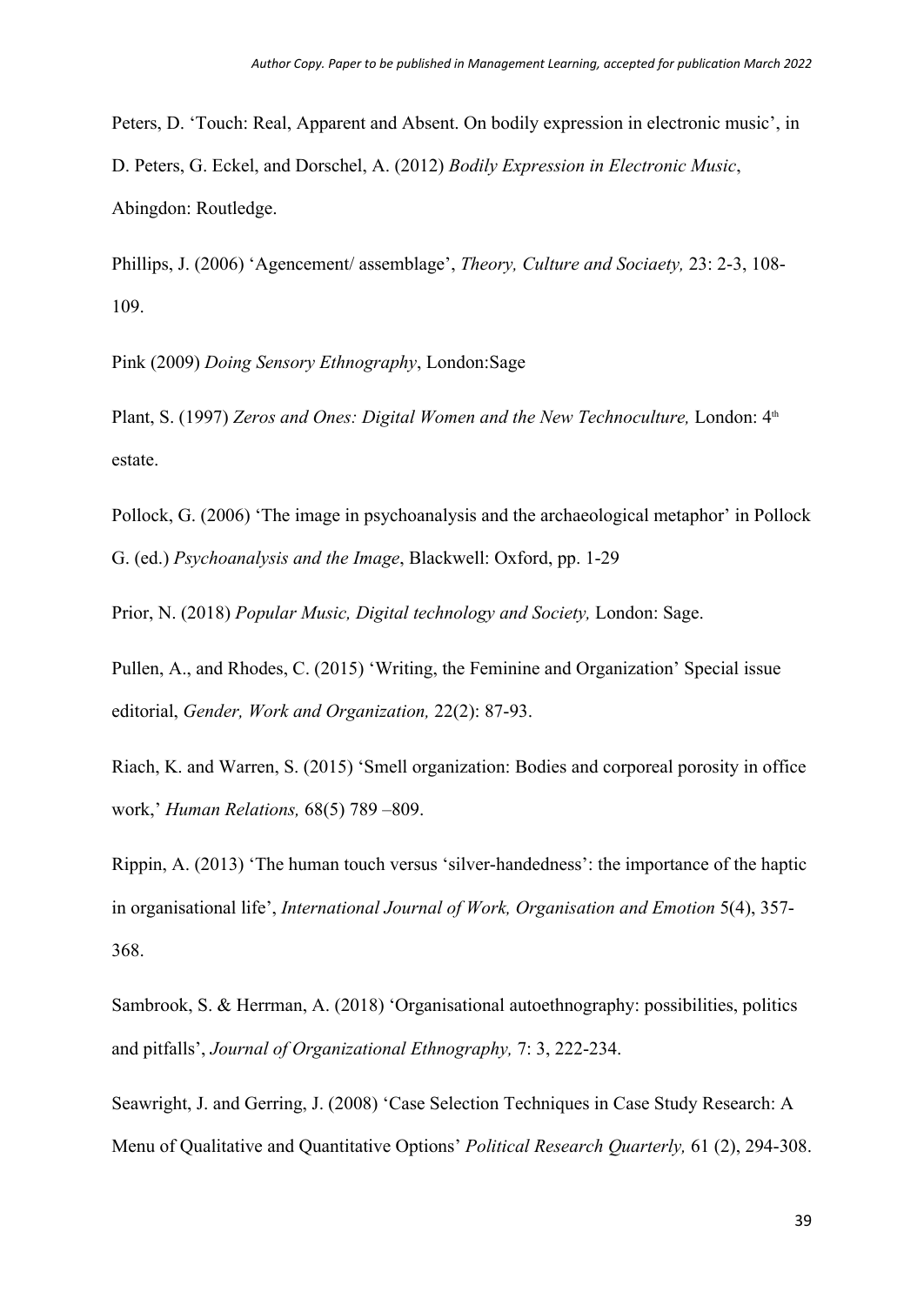Peters, D. 'Touch: Real, Apparent and Absent. On bodily expression in electronic music', in D. Peters, G. Eckel, and Dorschel, A. (2012) *Bodily Expression in Electronic Music*, Abingdon: Routledge.

Phillips, J. (2006) 'Agencement/ assemblage', *Theory, Culture and Sociaety,* 23: 2-3, 108-109.

Pink (2009) *Doing Sensory Ethnography*, London:Sage

Plant, S. (1997) *Zeros and Ones: Digital Women and the New Technoculture,* London: 4th estate.

Pollock, G. (2006) 'The image in psychoanalysis and the archaeological metaphor' in Pollock G. (ed.) *Psychoanalysis and the Image*, Blackwell: Oxford, pp. 1-29

Prior, N. (2018) *Popular Music, Digital technology and Society,* London: Sage.

Pullen, A., and Rhodes, C. (2015) 'Writing, the Feminine and Organization' Special issue editorial, *Gender, Work and Organization,* 22(2): 87-93.

Riach, K. and Warren, S. (2015) 'Smell organization: Bodies and corporeal porosity in office work,' *Human Relations,* 68(5) 789 –809.

Rippin, A. (2013) 'The human touch versus 'silver-handedness': the importance of the haptic in organisational life', *International Journal of Work, Organisation and Emotion* 5(4), 357-368.

Sambrook, S. & Herrman, A. (2018) 'Organisational autoethnography: possibilities, politics and pitfalls', *Journal of Organizational Ethnography,* 7: 3, 222-234.

Seawright, J. and Gerring, J. (2008) 'Case Selection Techniques in Case Study Research: A Menu of Qualitative and Quantitative Options' *Political Research Quarterly,* 61 (2), 294-308.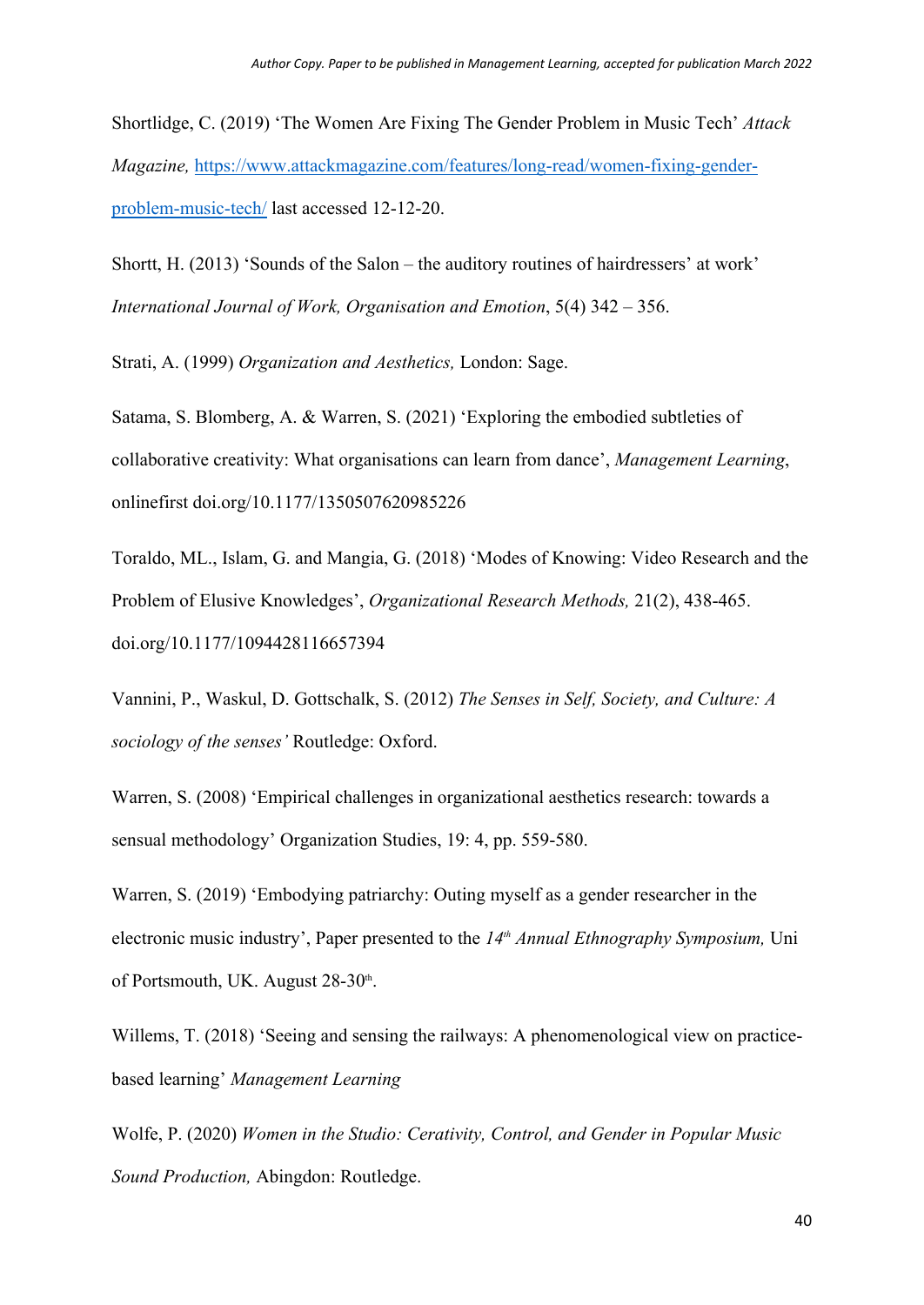Shortlidge, C. (2019) 'The Women Are Fixing The Gender Problem in Music Tech' *Attack Magazine,* https://www.attackmagazine.com/features/long-read/women-fixing-gender-problem-music-tech/ last accessed 12-12-20.

Shortt, H. (2013) 'Sounds of the Salon – the auditory routines of hairdressers' at work' *International Journal of Work, Organisation and Emotion*, 5(4) 342 – 356.

Strati, A. (1999) *Organization and Aesthetics,* London: Sage.

Satama, S. Blomberg, A. & Warren, S. (2021) 'Exploring the embodied subtleties of collaborative creativity: What organisations can learn from dance', *Management Learning*, onlinefirst doi.org/10.1177/1350507620985226

Toraldo, ML., Islam, G. and Mangia, G. (2018) 'Modes of Knowing: Video Research and the Problem of Elusive Knowledges', *Organizational Research Methods,* 21(2), 438-465. doi.org/10.1177/1094428116657394

Vannini, P., Waskul, D. Gottschalk, S. (2012) *The Senses in Self, Society, and Culture: A sociology of the senses'* Routledge: Oxford.

Warren, S. (2008) 'Empirical challenges in organizational aesthetics research: towards a sensual methodology' Organization Studies, 19: 4, pp. 559-580.

Warren, S. (2019) 'Embodying patriarchy: Outing myself as a gender researcher in the electronic music industry', Paper presented to the *14th Annual Ethnography Symposium,* Uni of Portsmouth, UK. August 28-30th.

Willems, T. (2018) 'Seeing and sensing the railways: A phenomenological view on practice-based learning' *Management Learning*

Wolfe, P. (2020) *Women in the Studio: Cerativity, Control, and Gender in Popular Music Sound Production,* Abingdon: Routledge.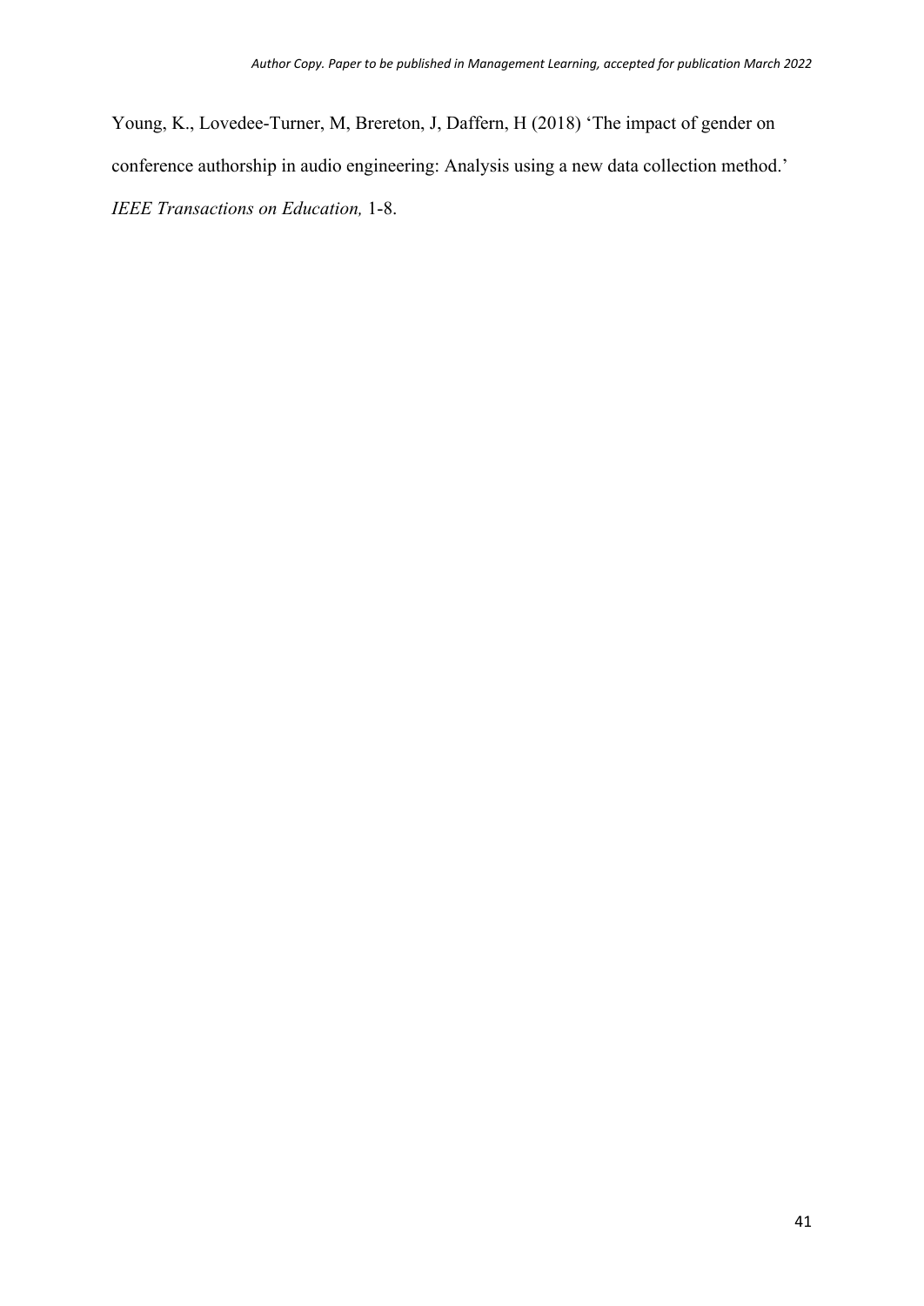Young, K., Lovedee-Turner, M, Brereton, J, Daffern, H (2018) 'The impact of gender on conference authorship in audio engineering: Analysis using a new data collection method.' *IEEE Transactions on Education,* 1-8.